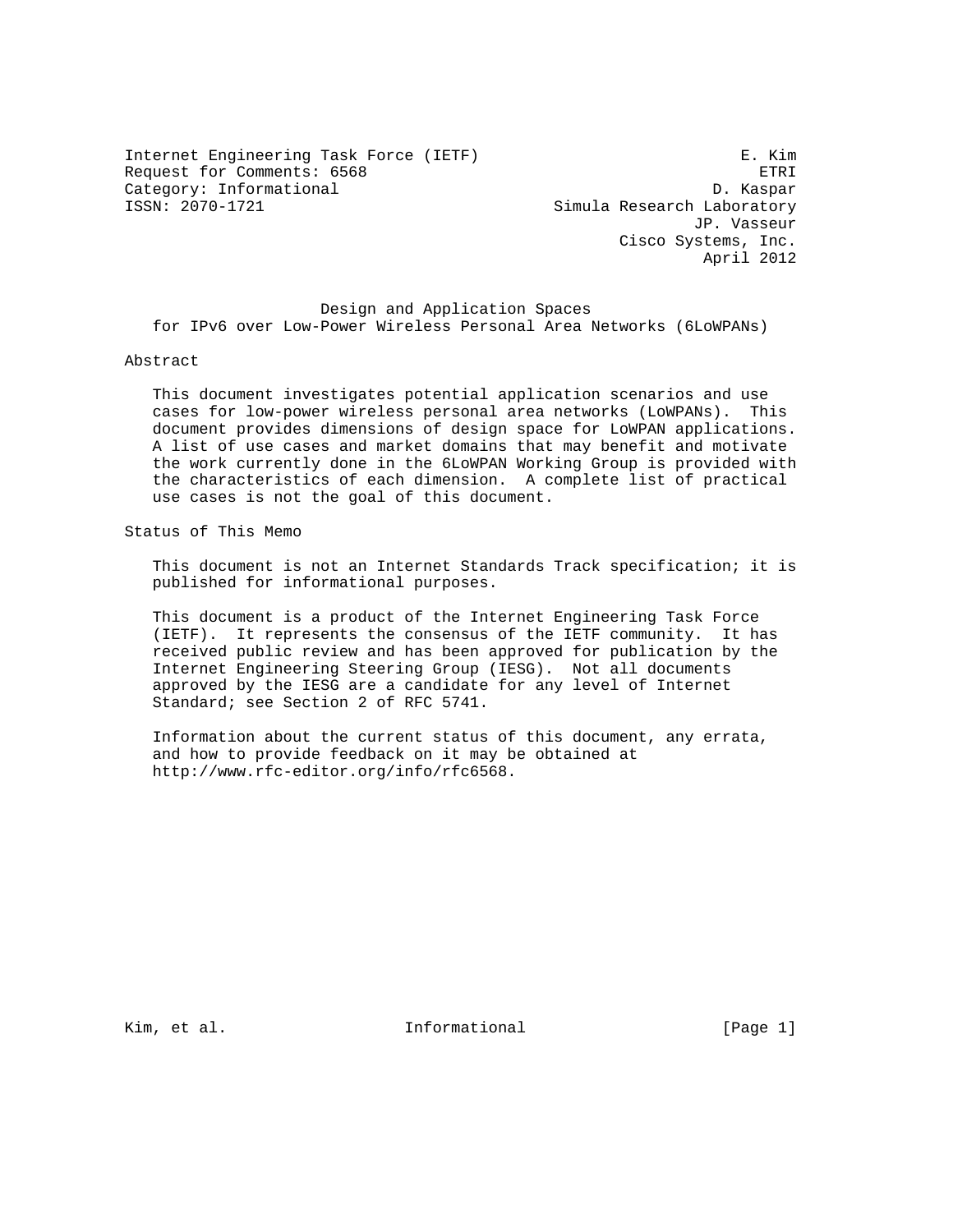Internet Engineering Task Force (IETF) E. Kim
Request for Comments: 6568 ETRI
Category: Informational D. Kaspar
ISSN: 2070-1721 Simula Research Laboratory
JP. Vasseur
Cisco Systems, Inc.
April 2012

# Design and Application Spaces for IPv6 over Low-Power Wireless Personal Area Networks (6LoWPANs)

## Abstract

This document investigates potential application scenarios and use cases for low-power wireless personal area networks (LoWPANs). This document provides dimensions of design space for LoWPAN applications. A list of use cases and market domains that may benefit and motivate the work currently done in the 6LoWPAN Working Group is provided with the characteristics of each dimension. A complete list of practical use cases is not the goal of this document.

## Status of This Memo

This document is not an Internet Standards Track specification; it is published for informational purposes.

This document is a product of the Internet Engineering Task Force (IETF). It represents the consensus of the IETF community. It has received public review and has been approved for publication by the Internet Engineering Steering Group (IESG). Not all documents approved by the IESG are a candidate for any level of Internet Standard; see Section 2 of RFC 5741.

Information about the current status of this document, any errata, and how to provide feedback on it may be obtained at http://www.rfc-editor.org/info/rfc6568.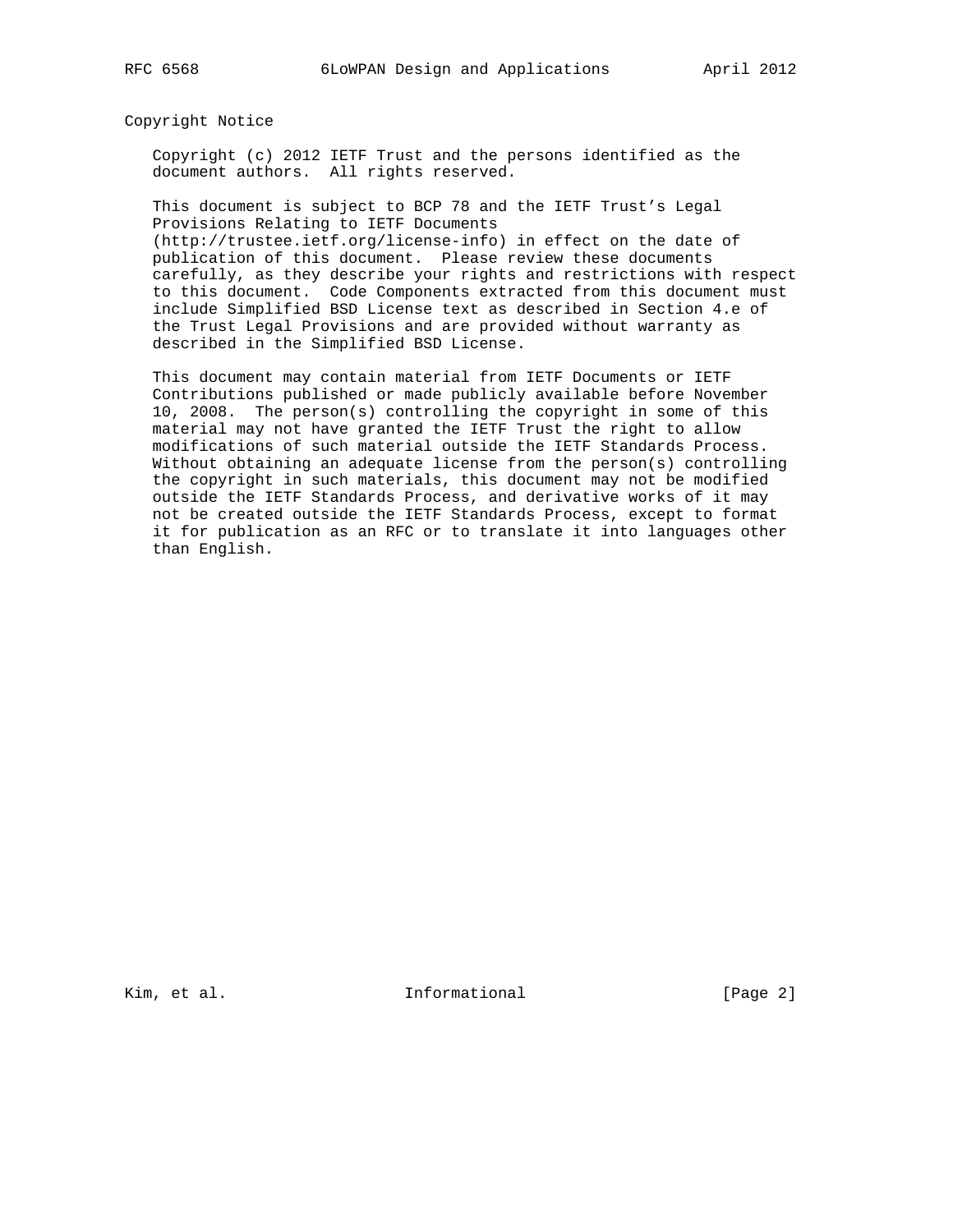## Copyright Notice

Copyright (c) 2012 IETF Trust and the persons identified as the document authors. All rights reserved.

This document is subject to BCP 78 and the IETF Trust's Legal Provisions Relating to IETF Documents (http://trustee.ietf.org/license-info) in effect on the date of publication of this document. Please review these documents carefully, as they describe your rights and restrictions with respect to this document. Code Components extracted from this document must include Simplified BSD License text as described in Section 4.e of the Trust Legal Provisions and are provided without warranty as described in the Simplified BSD License.

This document may contain material from IETF Documents or IETF Contributions published or made publicly available before November 10, 2008. The person(s) controlling the copyright in some of this material may not have granted the IETF Trust the right to allow modifications of such material outside the IETF Standards Process. Without obtaining an adequate license from the person(s) controlling the copyright in such materials, this document may not be modified outside the IETF Standards Process, and derivative works of it may not be created outside the IETF Standards Process, except to format it for publication as an RFC or to translate it into languages other than English.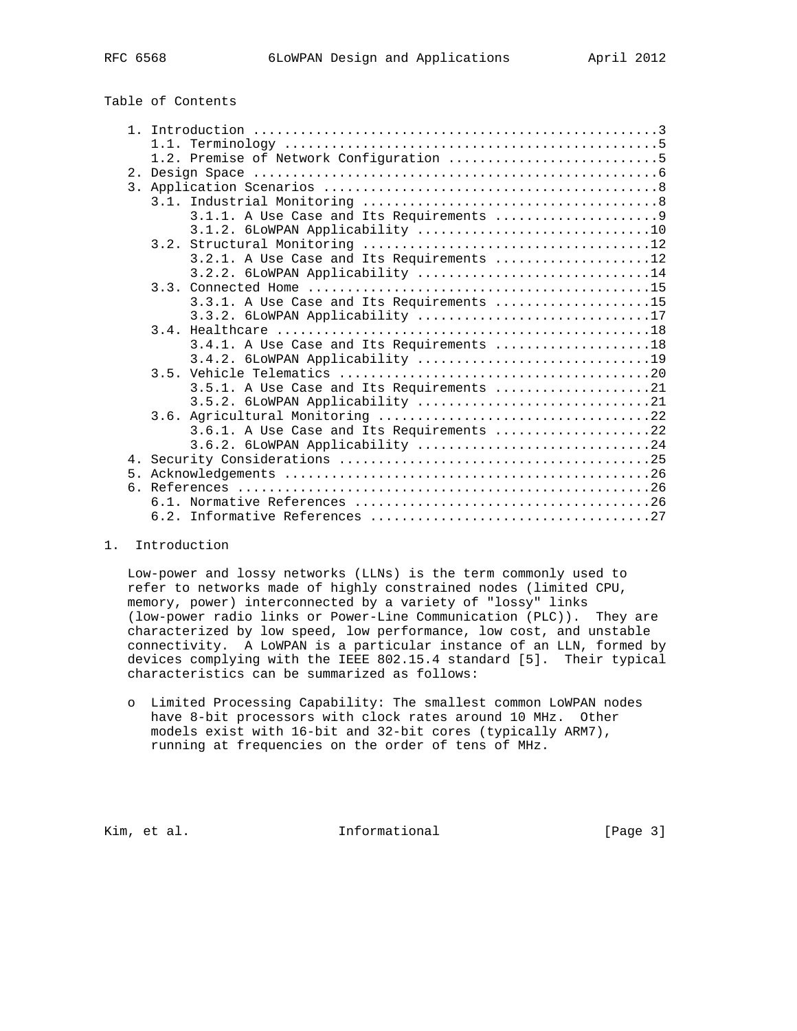Table of Contents

```
   1. Introduction ....................................................3
      1.1. Terminology ................................................5
      1.2. Premise of Network Configuration ...........................5
   2. Design Space ....................................................6
   3. Application Scenarios ...........................................8
      3.1. Industrial Monitoring ......................................8
           3.1.1. A Use Case and Its Requirements .....................9
           3.1.2. 6LoWPAN Applicability ..............................10
      3.2. Structural Monitoring .....................................12
           3.2.1. A Use Case and Its Requirements ....................12
           3.2.2. 6LoWPAN Applicability ..............................14
      3.3. Connected Home ............................................15
           3.3.1. A Use Case and Its Requirements ....................15
           3.3.2. 6LoWPAN Applicability ..............................17
      3.4. Healthcare ................................................18
           3.4.1. A Use Case and Its Requirements ....................18
           3.4.2. 6LoWPAN Applicability ..............................19
      3.5. Vehicle Telematics ........................................20
           3.5.1. A Use Case and Its Requirements ....................21
           3.5.2. 6LoWPAN Applicability ..............................21
      3.6. Agricultural Monitoring ...................................22
           3.6.1. A Use Case and Its Requirements ....................22
           3.6.2. 6LoWPAN Applicability ..............................24
   4. Security Considerations ........................................25
   5. Acknowledgements ...............................................26
   6. References .....................................................26
      6.1. Normative References ......................................26
      6.2. Informative References ....................................27
```

## 1. Introduction

Low-power and lossy networks (LLNs) is the term commonly used to refer to networks made of highly constrained nodes (limited CPU, memory, power) interconnected by a variety of "lossy" links (low-power radio links or Power-Line Communication (PLC)). They are characterized by low speed, low performance, low cost, and unstable connectivity. A LoWPAN is a particular instance of an LLN, formed by devices complying with the IEEE 802.15.4 standard [5]. Their typical characteristics can be summarized as follows:

- Limited Processing Capability: The smallest common LoWPAN nodes have 8-bit processors with clock rates around 10 MHz. Other models exist with 16-bit and 32-bit cores (typically ARM7), running at frequencies on the order of tens of MHz.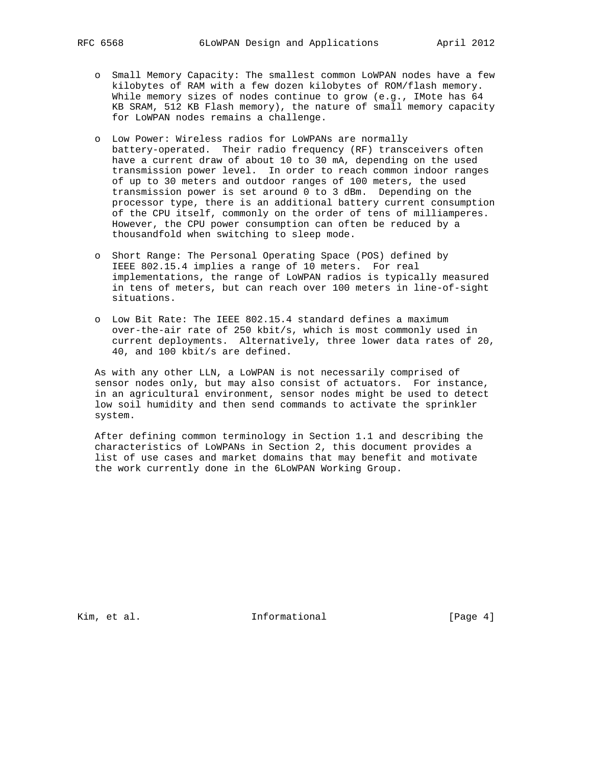- Small Memory Capacity: The smallest common LoWPAN nodes have a few kilobytes of RAM with a few dozen kilobytes of ROM/flash memory. While memory sizes of nodes continue to grow (e.g., IMote has 64 KB SRAM, 512 KB Flash memory), the nature of small memory capacity for LoWPAN nodes remains a challenge.

- Low Power: Wireless radios for LoWPANs are normally battery-operated. Their radio frequency (RF) transceivers often have a current draw of about 10 to 30 mA, depending on the used transmission power level. In order to reach common indoor ranges of up to 30 meters and outdoor ranges of 100 meters, the used transmission power is set around 0 to 3 dBm. Depending on the processor type, there is an additional battery current consumption of the CPU itself, commonly on the order of tens of milliamperes. However, the CPU power consumption can often be reduced by a thousandfold when switching to sleep mode.

- Short Range: The Personal Operating Space (POS) defined by IEEE 802.15.4 implies a range of 10 meters. For real implementations, the range of LoWPAN radios is typically measured in tens of meters, but can reach over 100 meters in line-of-sight situations.

- Low Bit Rate: The IEEE 802.15.4 standard defines a maximum over-the-air rate of 250 kbit/s, which is most commonly used in current deployments. Alternatively, three lower data rates of 20, 40, and 100 kbit/s are defined.

As with any other LLN, a LoWPAN is not necessarily comprised of sensor nodes only, but may also consist of actuators. For instance, in an agricultural environment, sensor nodes might be used to detect low soil humidity and then send commands to activate the sprinkler system.

After defining common terminology in Section 1.1 and describing the characteristics of LoWPANs in Section 2, this document provides a list of use cases and market domains that may benefit and motivate the work currently done in the 6LoWPAN Working Group.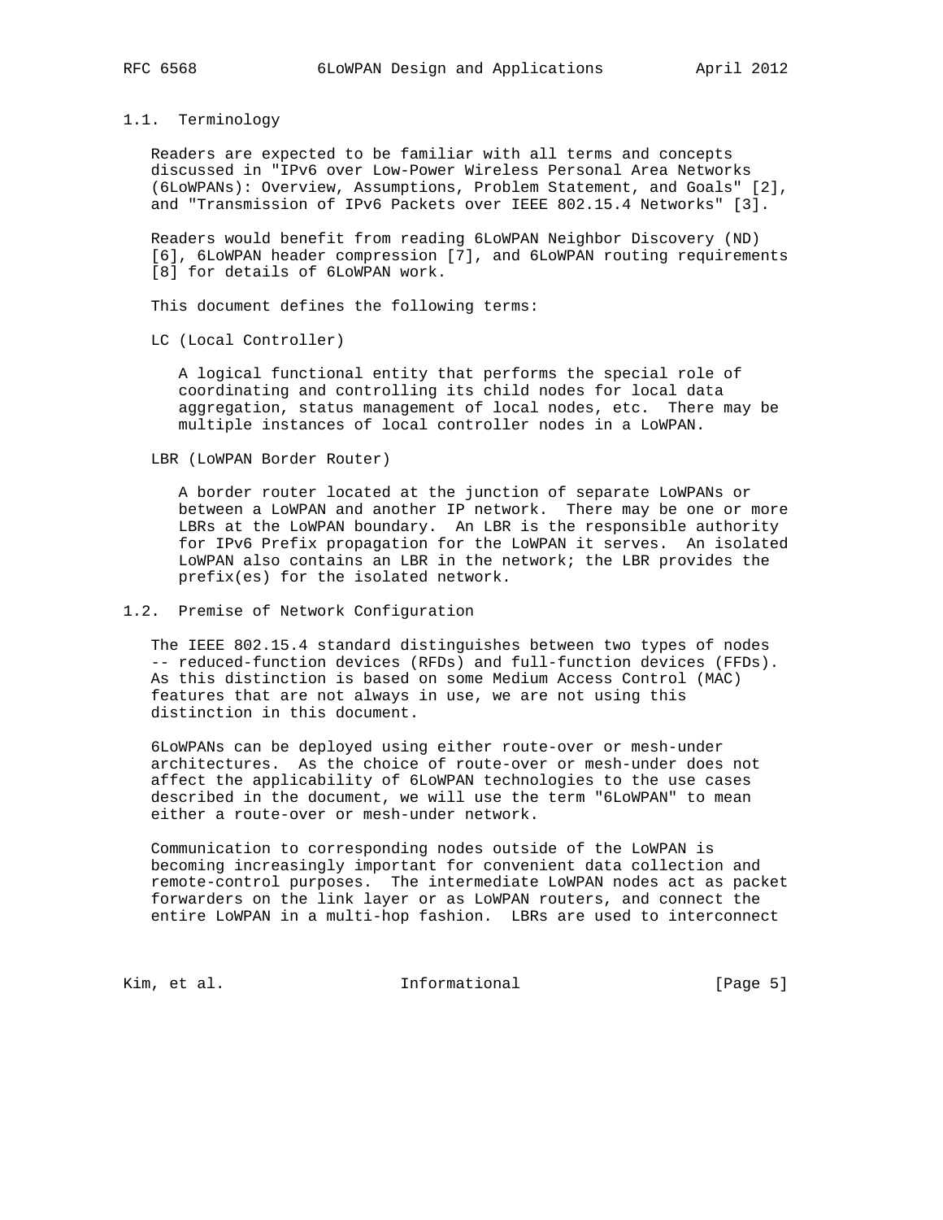### 1.1. Terminology

Readers are expected to be familiar with all terms and concepts discussed in "IPv6 over Low-Power Wireless Personal Area Networks (6LoWPANs): Overview, Assumptions, Problem Statement, and Goals" [2], and "Transmission of IPv6 Packets over IEEE 802.15.4 Networks" [3].

Readers would benefit from reading 6LoWPAN Neighbor Discovery (ND) [6], 6LoWPAN header compression [7], and 6LoWPAN routing requirements [8] for details of 6LoWPAN work.

This document defines the following terms:

LC (Local Controller)

A logical functional entity that performs the special role of coordinating and controlling its child nodes for local data aggregation, status management of local nodes, etc. There may be multiple instances of local controller nodes in a LoWPAN.

LBR (LoWPAN Border Router)

A border router located at the junction of separate LoWPANs or between a LoWPAN and another IP network. There may be one or more LBRs at the LoWPAN boundary. An LBR is the responsible authority for IPv6 Prefix propagation for the LoWPAN it serves. An isolated LoWPAN also contains an LBR in the network; the LBR provides the prefix(es) for the isolated network.

### 1.2. Premise of Network Configuration

The IEEE 802.15.4 standard distinguishes between two types of nodes -- reduced-function devices (RFDs) and full-function devices (FFDs). As this distinction is based on some Medium Access Control (MAC) features that are not always in use, we are not using this distinction in this document.

6LoWPANs can be deployed using either route-over or mesh-under architectures. As the choice of route-over or mesh-under does not affect the applicability of 6LoWPAN technologies to the use cases described in the document, we will use the term "6LoWPAN" to mean either a route-over or mesh-under network.

Communication to corresponding nodes outside of the LoWPAN is becoming increasingly important for convenient data collection and remote-control purposes. The intermediate LoWPAN nodes act as packet forwarders on the link layer or as LoWPAN routers, and connect the entire LoWPAN in a multi-hop fashion. LBRs are used to interconnect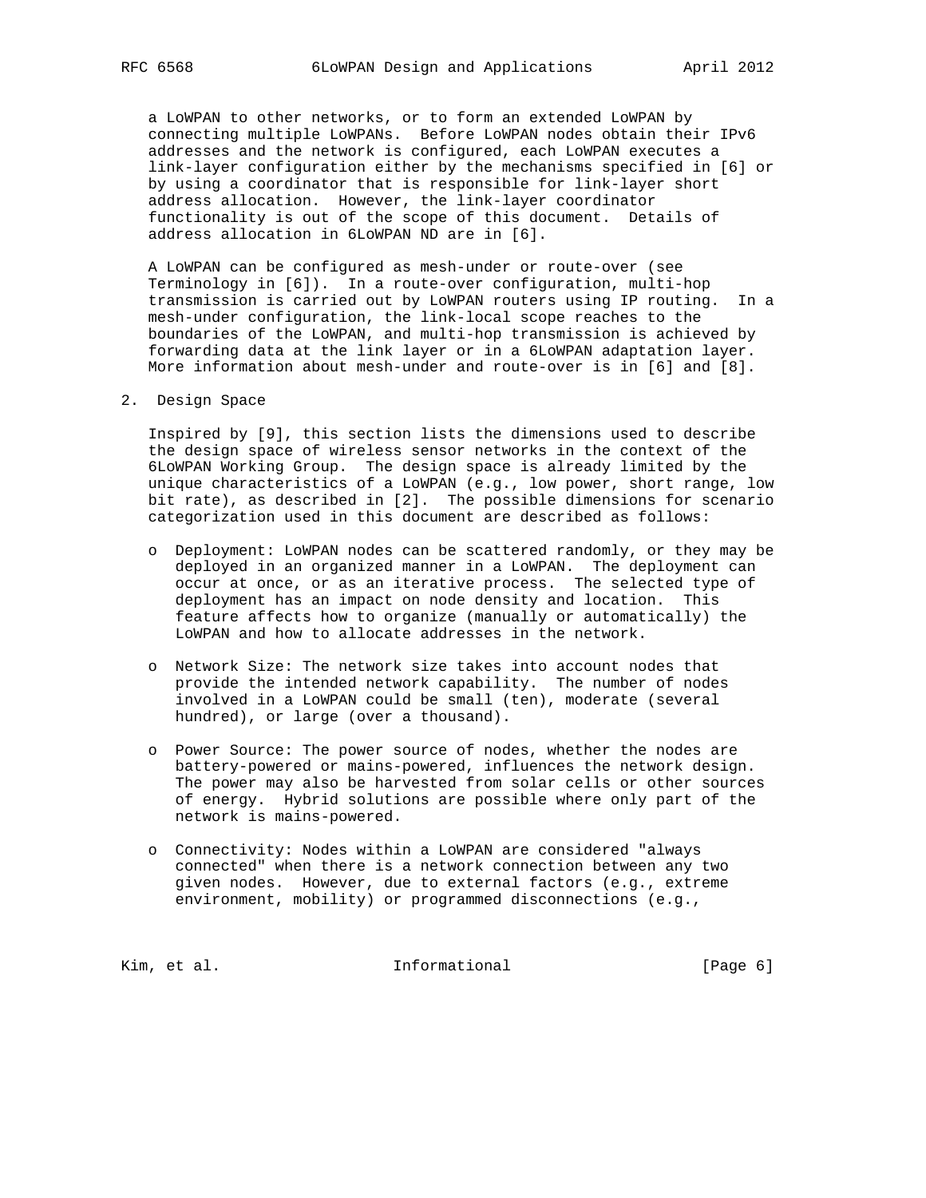a LoWPAN to other networks, or to form an extended LoWPAN by connecting multiple LoWPANs. Before LoWPAN nodes obtain their IPv6 addresses and the network is configured, each LoWPAN executes a link-layer configuration either by the mechanisms specified in [6] or by using a coordinator that is responsible for link-layer short address allocation. However, the link-layer coordinator functionality is out of the scope of this document. Details of address allocation in 6LoWPAN ND are in [6].

A LoWPAN can be configured as mesh-under or route-over (see Terminology in [6]). In a route-over configuration, multi-hop transmission is carried out by LoWPAN routers using IP routing. In a mesh-under configuration, the link-local scope reaches to the boundaries of the LoWPAN, and multi-hop transmission is achieved by forwarding data at the link layer or in a 6LoWPAN adaptation layer. More information about mesh-under and route-over is in [6] and [8].

## 2. Design Space

Inspired by [9], this section lists the dimensions used to describe the design space of wireless sensor networks in the context of the 6LoWPAN Working Group. The design space is already limited by the unique characteristics of a LoWPAN (e.g., low power, short range, low bit rate), as described in [2]. The possible dimensions for scenario categorization used in this document are described as follows:

- Deployment: LoWPAN nodes can be scattered randomly, or they may be deployed in an organized manner in a LoWPAN. The deployment can occur at once, or as an iterative process. The selected type of deployment has an impact on node density and location. This feature affects how to organize (manually or automatically) the LoWPAN and how to allocate addresses in the network.

- Network Size: The network size takes into account nodes that provide the intended network capability. The number of nodes involved in a LoWPAN could be small (ten), moderate (several hundred), or large (over a thousand).

- Power Source: The power source of nodes, whether the nodes are battery-powered or mains-powered, influences the network design. The power may also be harvested from solar cells or other sources of energy. Hybrid solutions are possible where only part of the network is mains-powered.

- Connectivity: Nodes within a LoWPAN are considered "always connected" when there is a network connection between any two given nodes. However, due to external factors (e.g., extreme environment, mobility) or programmed disconnections (e.g.,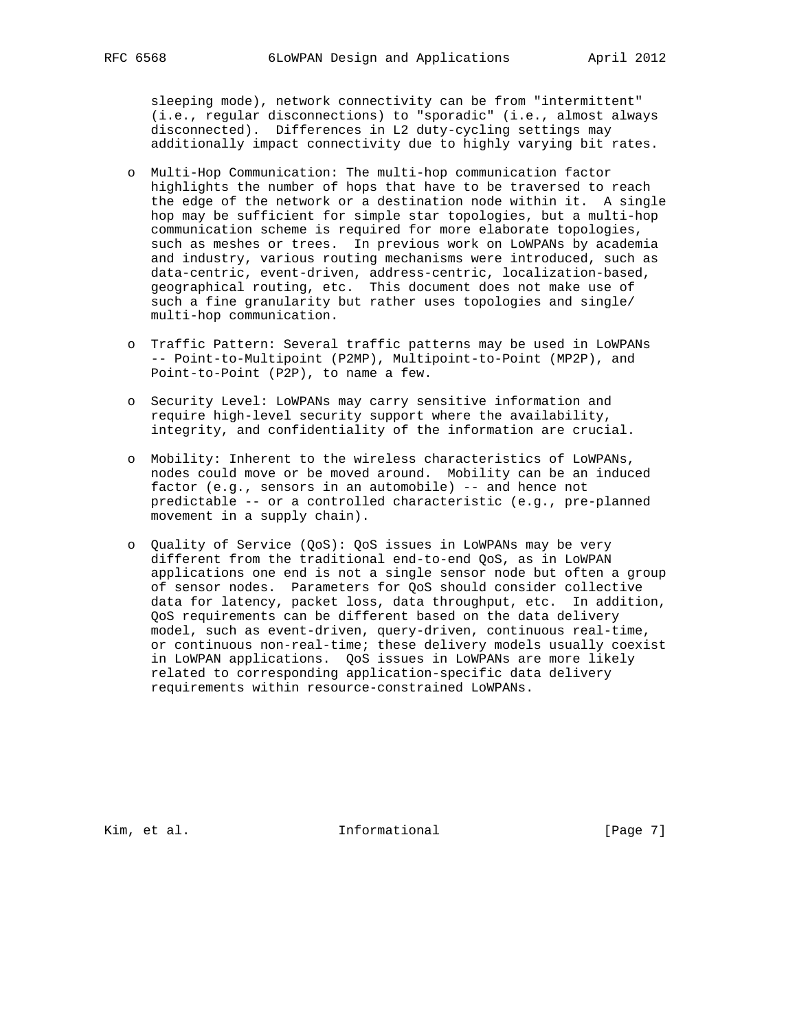sleeping mode), network connectivity can be from "intermittent" (i.e., regular disconnections) to "sporadic" (i.e., almost always disconnected). Differences in L2 duty-cycling settings may additionally impact connectivity due to highly varying bit rates.

- Multi-Hop Communication: The multi-hop communication factor highlights the number of hops that have to be traversed to reach the edge of the network or a destination node within it. A single hop may be sufficient for simple star topologies, but a multi-hop communication scheme is required for more elaborate topologies, such as meshes or trees. In previous work on LoWPANs by academia and industry, various routing mechanisms were introduced, such as data-centric, event-driven, address-centric, localization-based, geographical routing, etc. This document does not make use of such a fine granularity but rather uses topologies and single/ multi-hop communication.

- Traffic Pattern: Several traffic patterns may be used in LoWPANs -- Point-to-Multipoint (P2MP), Multipoint-to-Point (MP2P), and Point-to-Point (P2P), to name a few.

- Security Level: LoWPANs may carry sensitive information and require high-level security support where the availability, integrity, and confidentiality of the information are crucial.

- Mobility: Inherent to the wireless characteristics of LoWPANs, nodes could move or be moved around. Mobility can be an induced factor (e.g., sensors in an automobile) -- and hence not predictable -- or a controlled characteristic (e.g., pre-planned movement in a supply chain).

- Quality of Service (QoS): QoS issues in LoWPANs may be very different from the traditional end-to-end QoS, as in LoWPAN applications one end is not a single sensor node but often a group of sensor nodes. Parameters for QoS should consider collective data for latency, packet loss, data throughput, etc. In addition, QoS requirements can be different based on the data delivery model, such as event-driven, query-driven, continuous real-time, or continuous non-real-time; these delivery models usually coexist in LoWPAN applications. QoS issues in LoWPANs are more likely related to corresponding application-specific data delivery requirements within resource-constrained LoWPANs.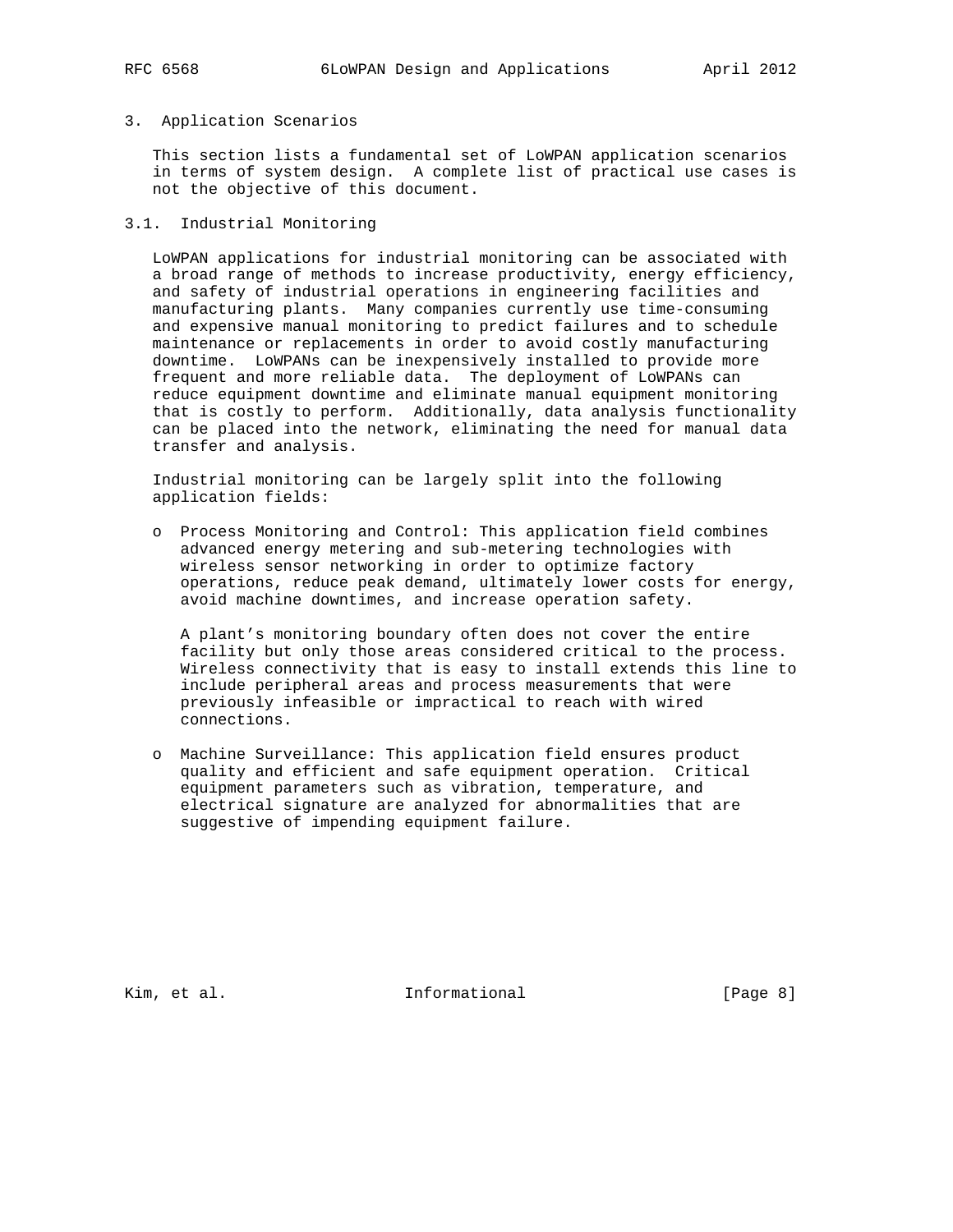## 3. Application Scenarios

This section lists a fundamental set of LoWPAN application scenarios in terms of system design. A complete list of practical use cases is not the objective of this document.

### 3.1. Industrial Monitoring

LoWPAN applications for industrial monitoring can be associated with a broad range of methods to increase productivity, energy efficiency, and safety of industrial operations in engineering facilities and manufacturing plants. Many companies currently use time-consuming and expensive manual monitoring to predict failures and to schedule maintenance or replacements in order to avoid costly manufacturing downtime. LoWPANs can be inexpensively installed to provide more frequent and more reliable data. The deployment of LoWPANs can reduce equipment downtime and eliminate manual equipment monitoring that is costly to perform. Additionally, data analysis functionality can be placed into the network, eliminating the need for manual data transfer and analysis.

Industrial monitoring can be largely split into the following application fields:

- Process Monitoring and Control: This application field combines advanced energy metering and sub-metering technologies with wireless sensor networking in order to optimize factory operations, reduce peak demand, ultimately lower costs for energy, avoid machine downtimes, and increase operation safety.

  A plant’s monitoring boundary often does not cover the entire facility but only those areas considered critical to the process. Wireless connectivity that is easy to install extends this line to include peripheral areas and process measurements that were previously infeasible or impractical to reach with wired connections.

- Machine Surveillance: This application field ensures product quality and efficient and safe equipment operation. Critical equipment parameters such as vibration, temperature, and electrical signature are analyzed for abnormalities that are suggestive of impending equipment failure.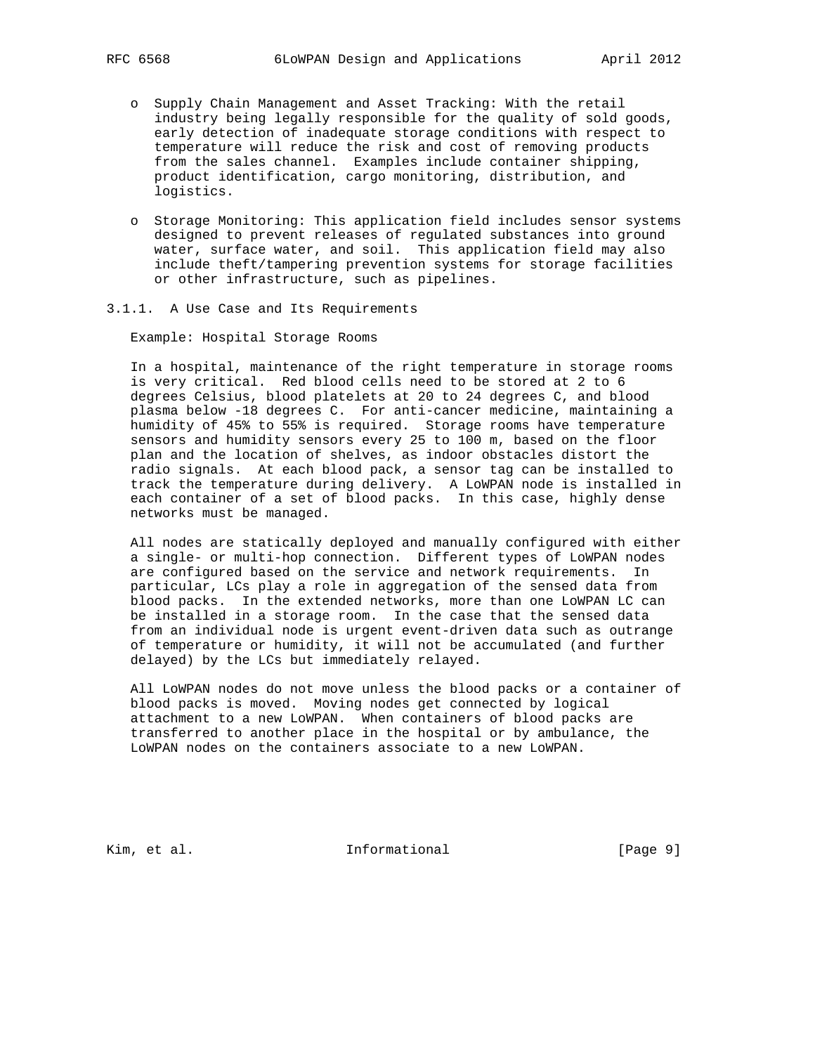- Supply Chain Management and Asset Tracking: With the retail industry being legally responsible for the quality of sold goods, early detection of inadequate storage conditions with respect to temperature will reduce the risk and cost of removing products from the sales channel. Examples include container shipping, product identification, cargo monitoring, distribution, and logistics.

- Storage Monitoring: This application field includes sensor systems designed to prevent releases of regulated substances into ground water, surface water, and soil. This application field may also include theft/tampering prevention systems for storage facilities or other infrastructure, such as pipelines.

#### 3.1.1. A Use Case and Its Requirements

Example: Hospital Storage Rooms

In a hospital, maintenance of the right temperature in storage rooms is very critical. Red blood cells need to be stored at 2 to 6 degrees Celsius, blood platelets at 20 to 24 degrees C, and blood plasma below -18 degrees C. For anti-cancer medicine, maintaining a humidity of 45% to 55% is required. Storage rooms have temperature sensors and humidity sensors every 25 to 100 m, based on the floor plan and the location of shelves, as indoor obstacles distort the radio signals. At each blood pack, a sensor tag can be installed to track the temperature during delivery. A LoWPAN node is installed in each container of a set of blood packs. In this case, highly dense networks must be managed.

All nodes are statically deployed and manually configured with either a single- or multi-hop connection. Different types of LoWPAN nodes are configured based on the service and network requirements. In particular, LCs play a role in aggregation of the sensed data from blood packs. In the extended networks, more than one LoWPAN LC can be installed in a storage room. In the case that the sensed data from an individual node is urgent event-driven data such as outrange of temperature or humidity, it will not be accumulated (and further delayed) by the LCs but immediately relayed.

All LoWPAN nodes do not move unless the blood packs or a container of blood packs is moved. Moving nodes get connected by logical attachment to a new LoWPAN. When containers of blood packs are transferred to another place in the hospital or by ambulance, the LoWPAN nodes on the containers associate to a new LoWPAN.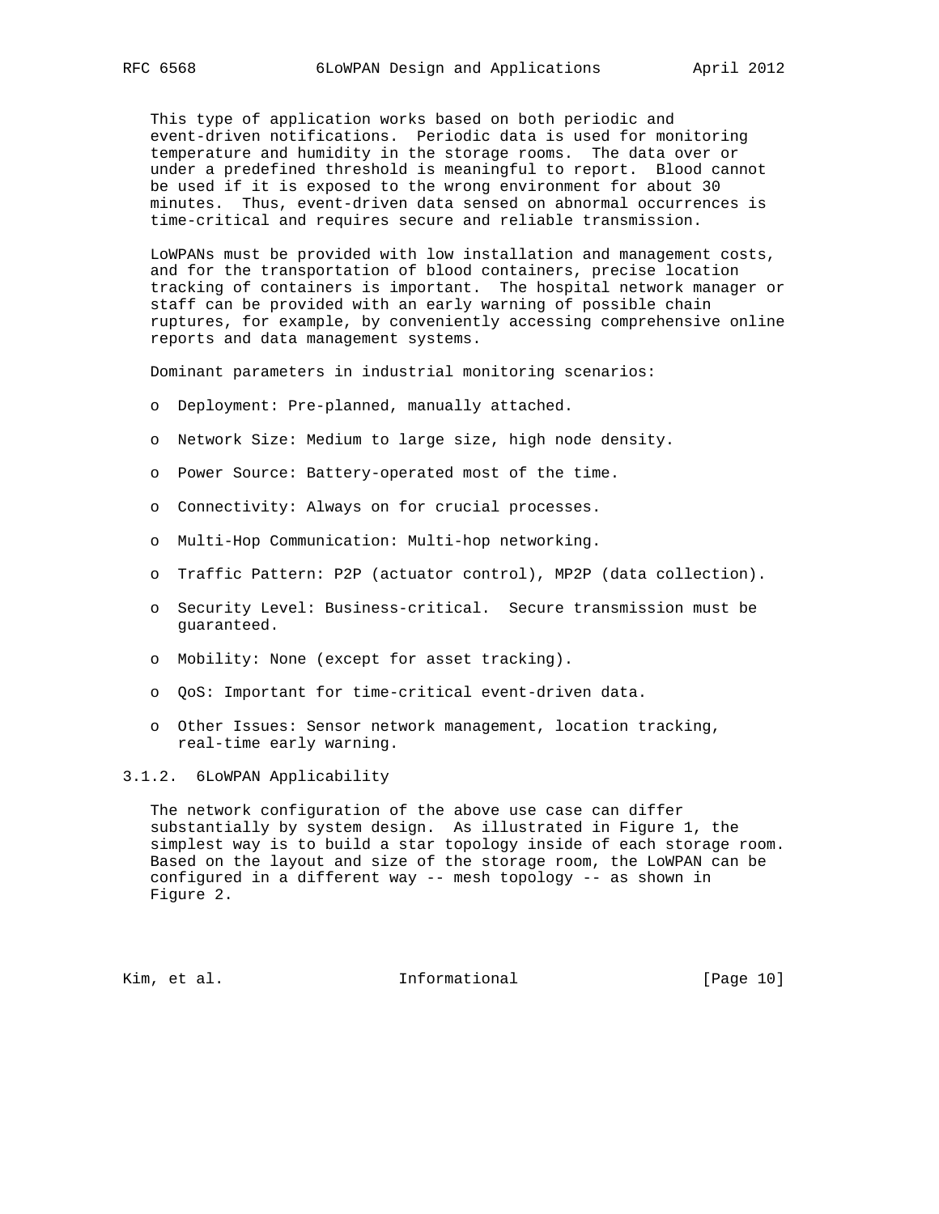This type of application works based on both periodic and event-driven notifications. Periodic data is used for monitoring temperature and humidity in the storage rooms. The data over or under a predefined threshold is meaningful to report. Blood cannot be used if it is exposed to the wrong environment for about 30 minutes. Thus, event-driven data sensed on abnormal occurrences is time-critical and requires secure and reliable transmission.

LoWPANs must be provided with low installation and management costs, and for the transportation of blood containers, precise location tracking of containers is important. The hospital network manager or staff can be provided with an early warning of possible chain ruptures, for example, by conveniently accessing comprehensive online reports and data management systems.

Dominant parameters in industrial monitoring scenarios:

- Deployment: Pre-planned, manually attached.
- Network Size: Medium to large size, high node density.
- Power Source: Battery-operated most of the time.
- Connectivity: Always on for crucial processes.
- Multi-Hop Communication: Multi-hop networking.
- Traffic Pattern: P2P (actuator control), MP2P (data collection).
- Security Level: Business-critical. Secure transmission must be guaranteed.
- Mobility: None (except for asset tracking).
- QoS: Important for time-critical event-driven data.
- Other Issues: Sensor network management, location tracking, real-time early warning.

### 3.1.2. 6LoWPAN Applicability

The network configuration of the above use case can differ substantially by system design. As illustrated in Figure 1, the simplest way is to build a star topology inside of each storage room. Based on the layout and size of the storage room, the LoWPAN can be configured in a different way -- mesh topology -- as shown in Figure 2.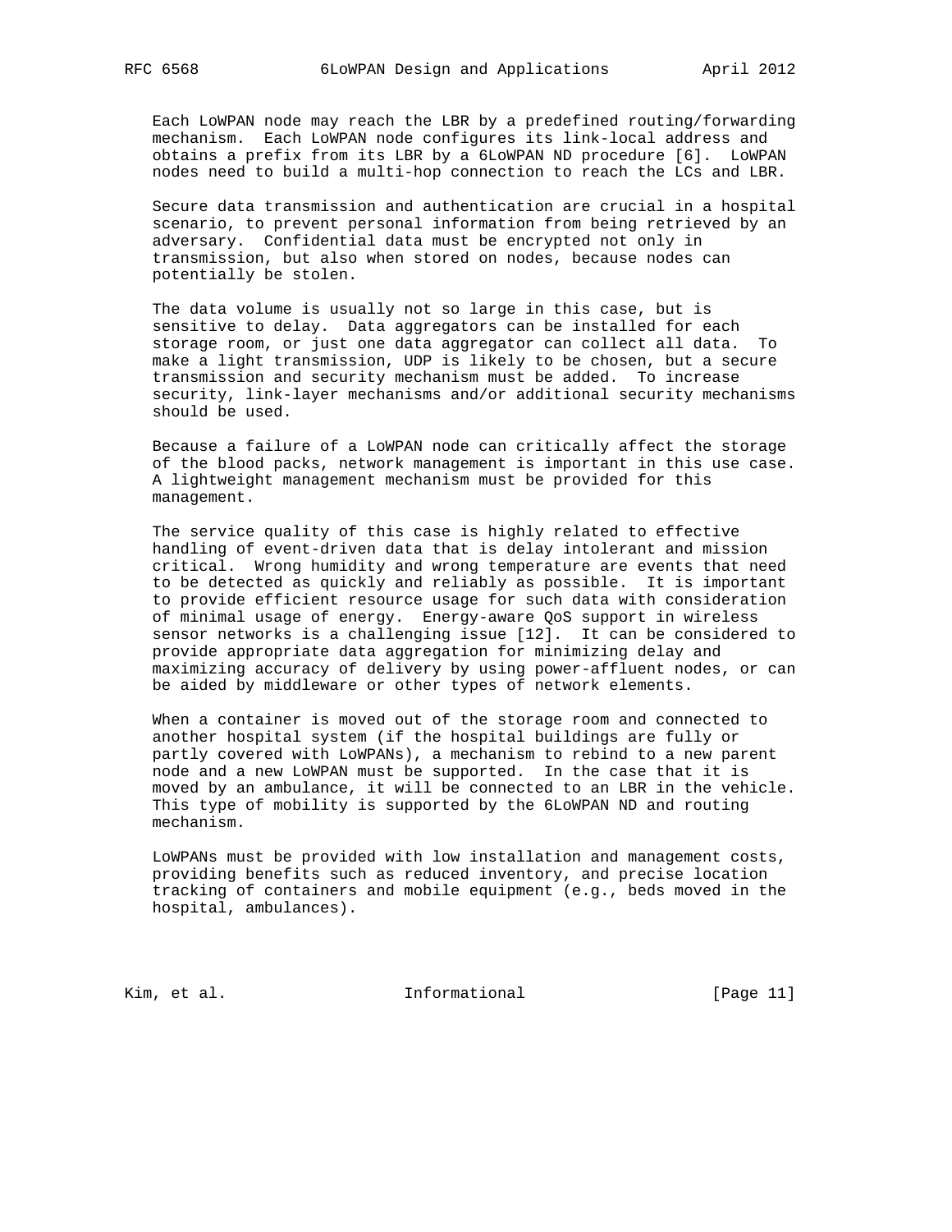Each LoWPAN node may reach the LBR by a predefined routing/forwarding mechanism. Each LoWPAN node configures its link-local address and obtains a prefix from its LBR by a 6LoWPAN ND procedure [6]. LoWPAN nodes need to build a multi-hop connection to reach the LCs and LBR.

Secure data transmission and authentication are crucial in a hospital scenario, to prevent personal information from being retrieved by an adversary. Confidential data must be encrypted not only in transmission, but also when stored on nodes, because nodes can potentially be stolen.

The data volume is usually not so large in this case, but is sensitive to delay. Data aggregators can be installed for each storage room, or just one data aggregator can collect all data. To make a light transmission, UDP is likely to be chosen, but a secure transmission and security mechanism must be added. To increase security, link-layer mechanisms and/or additional security mechanisms should be used.

Because a failure of a LoWPAN node can critically affect the storage of the blood packs, network management is important in this use case. A lightweight management mechanism must be provided for this management.

The service quality of this case is highly related to effective handling of event-driven data that is delay intolerant and mission critical. Wrong humidity and wrong temperature are events that need to be detected as quickly and reliably as possible. It is important to provide efficient resource usage for such data with consideration of minimal usage of energy. Energy-aware QoS support in wireless sensor networks is a challenging issue [12]. It can be considered to provide appropriate data aggregation for minimizing delay and maximizing accuracy of delivery by using power-affluent nodes, or can be aided by middleware or other types of network elements.

When a container is moved out of the storage room and connected to another hospital system (if the hospital buildings are fully or partly covered with LoWPANs), a mechanism to rebind to a new parent node and a new LoWPAN must be supported. In the case that it is moved by an ambulance, it will be connected to an LBR in the vehicle. This type of mobility is supported by the 6LoWPAN ND and routing mechanism.

LoWPANs must be provided with low installation and management costs, providing benefits such as reduced inventory, and precise location tracking of containers and mobile equipment (e.g., beds moved in the hospital, ambulances).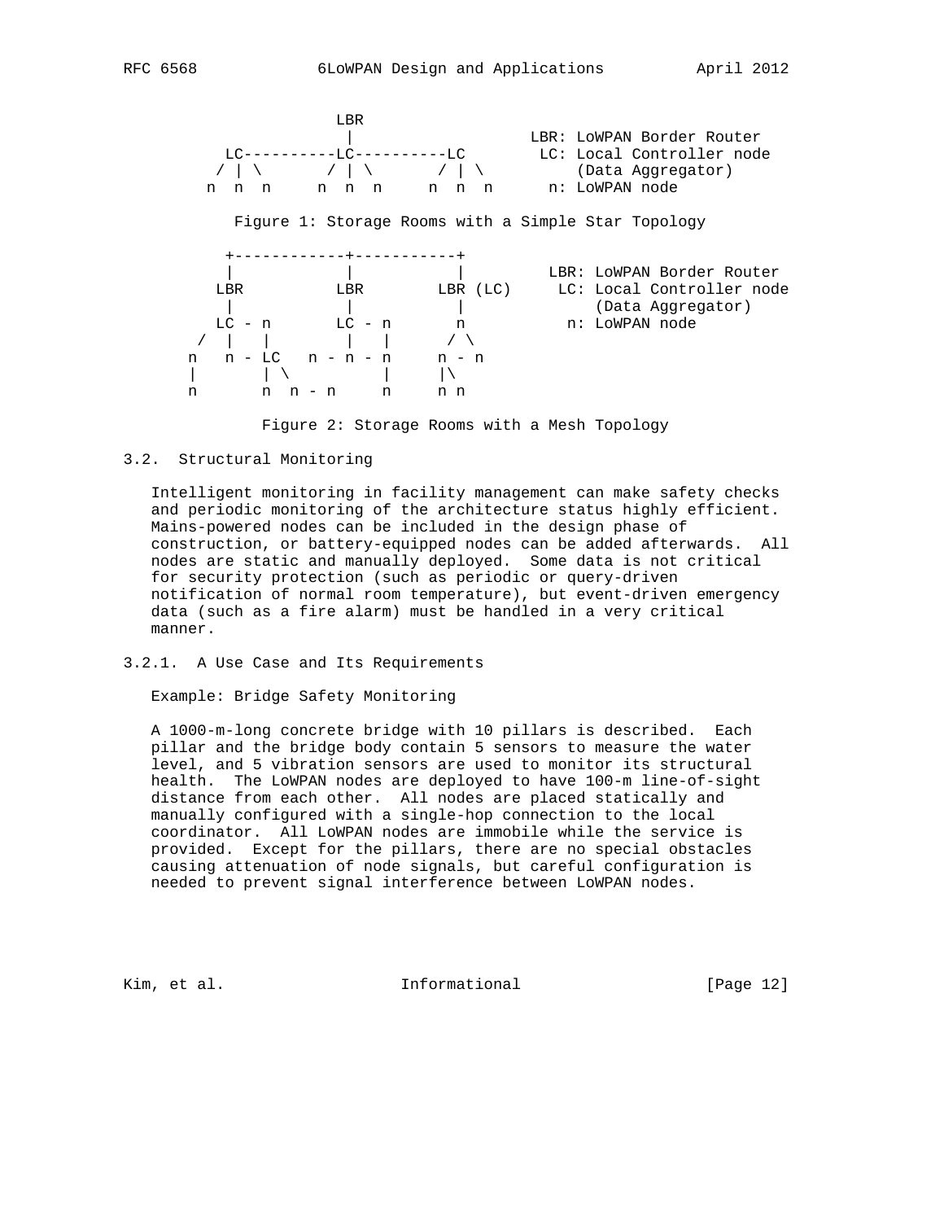```
                   LBR
                    |                   LBR: LoWPAN Border Router
         LC----------LC----------LC        LC: Local Controller node
        / | \       / | \       / | \          (Data Aggregator)
       n  n  n     n  n  n     n  n  n      n: LoWPAN node
```

Figure 1: Storage Rooms with a Simple Star Topology

```
         +------------+-----------+
         |            |           |        LBR: LoWPAN Border Router
        LBR          LBR        LBR (LC)     LC: Local Controller node
         |            |           |              (Data Aggregator)
        LC - n       LC - n       n           n: LoWPAN node
      /  |   |        |   |      / \
     n   n - LC   n - n - n     n - n
     |       | \          |     |\
     n       n  n - n     n     n n
```

Figure 2: Storage Rooms with a Mesh Topology

### 3.2. Structural Monitoring

Intelligent monitoring in facility management can make safety checks and periodic monitoring of the architecture status highly efficient. Mains-powered nodes can be included in the design phase of construction, or battery-equipped nodes can be added afterwards. All nodes are static and manually deployed. Some data is not critical for security protection (such as periodic or query-driven notification of normal room temperature), but event-driven emergency data (such as a fire alarm) must be handled in a very critical manner.

#### 3.2.1. A Use Case and Its Requirements

Example: Bridge Safety Monitoring

A 1000-m-long concrete bridge with 10 pillars is described. Each pillar and the bridge body contain 5 sensors to measure the water level, and 5 vibration sensors are used to monitor its structural health. The LoWPAN nodes are deployed to have 100-m line-of-sight distance from each other. All nodes are placed statically and manually configured with a single-hop connection to the local coordinator. All LoWPAN nodes are immobile while the service is provided. Except for the pillars, there are no special obstacles causing attenuation of node signals, but careful configuration is needed to prevent signal interference between LoWPAN nodes.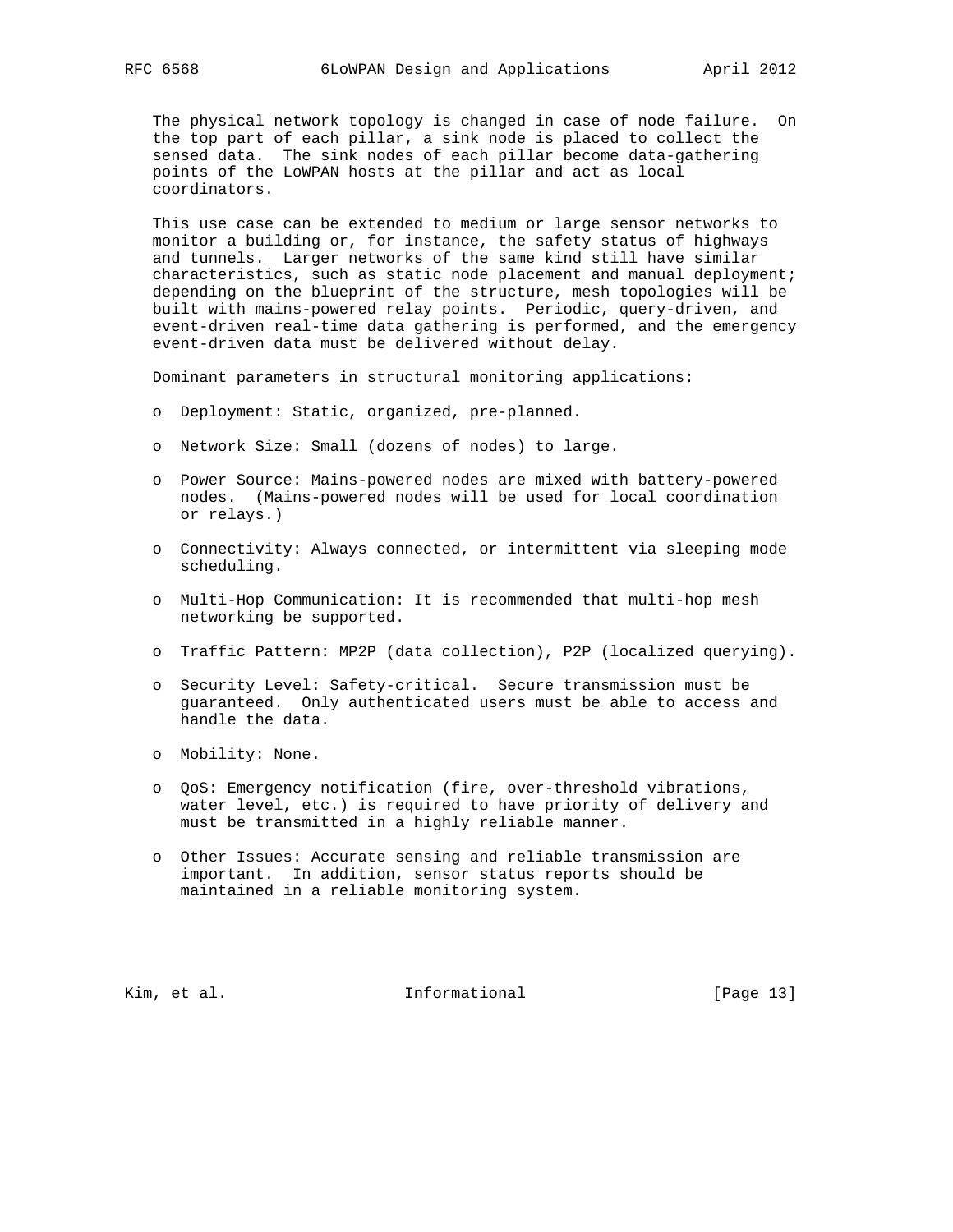The physical network topology is changed in case of node failure. On the top part of each pillar, a sink node is placed to collect the sensed data. The sink nodes of each pillar become data-gathering points of the LoWPAN hosts at the pillar and act as local coordinators.

This use case can be extended to medium or large sensor networks to monitor a building or, for instance, the safety status of highways and tunnels. Larger networks of the same kind still have similar characteristics, such as static node placement and manual deployment; depending on the blueprint of the structure, mesh topologies will be built with mains-powered relay points. Periodic, query-driven, and event-driven real-time data gathering is performed, and the emergency event-driven data must be delivered without delay.

Dominant parameters in structural monitoring applications:

- Deployment: Static, organized, pre-planned.
- Network Size: Small (dozens of nodes) to large.
- Power Source: Mains-powered nodes are mixed with battery-powered nodes. (Mains-powered nodes will be used for local coordination or relays.)
- Connectivity: Always connected, or intermittent via sleeping mode scheduling.
- Multi-Hop Communication: It is recommended that multi-hop mesh networking be supported.
- Traffic Pattern: MP2P (data collection), P2P (localized querying).
- Security Level: Safety-critical. Secure transmission must be guaranteed. Only authenticated users must be able to access and handle the data.
- Mobility: None.
- QoS: Emergency notification (fire, over-threshold vibrations, water level, etc.) is required to have priority of delivery and must be transmitted in a highly reliable manner.
- Other Issues: Accurate sensing and reliable transmission are important. In addition, sensor status reports should be maintained in a reliable monitoring system.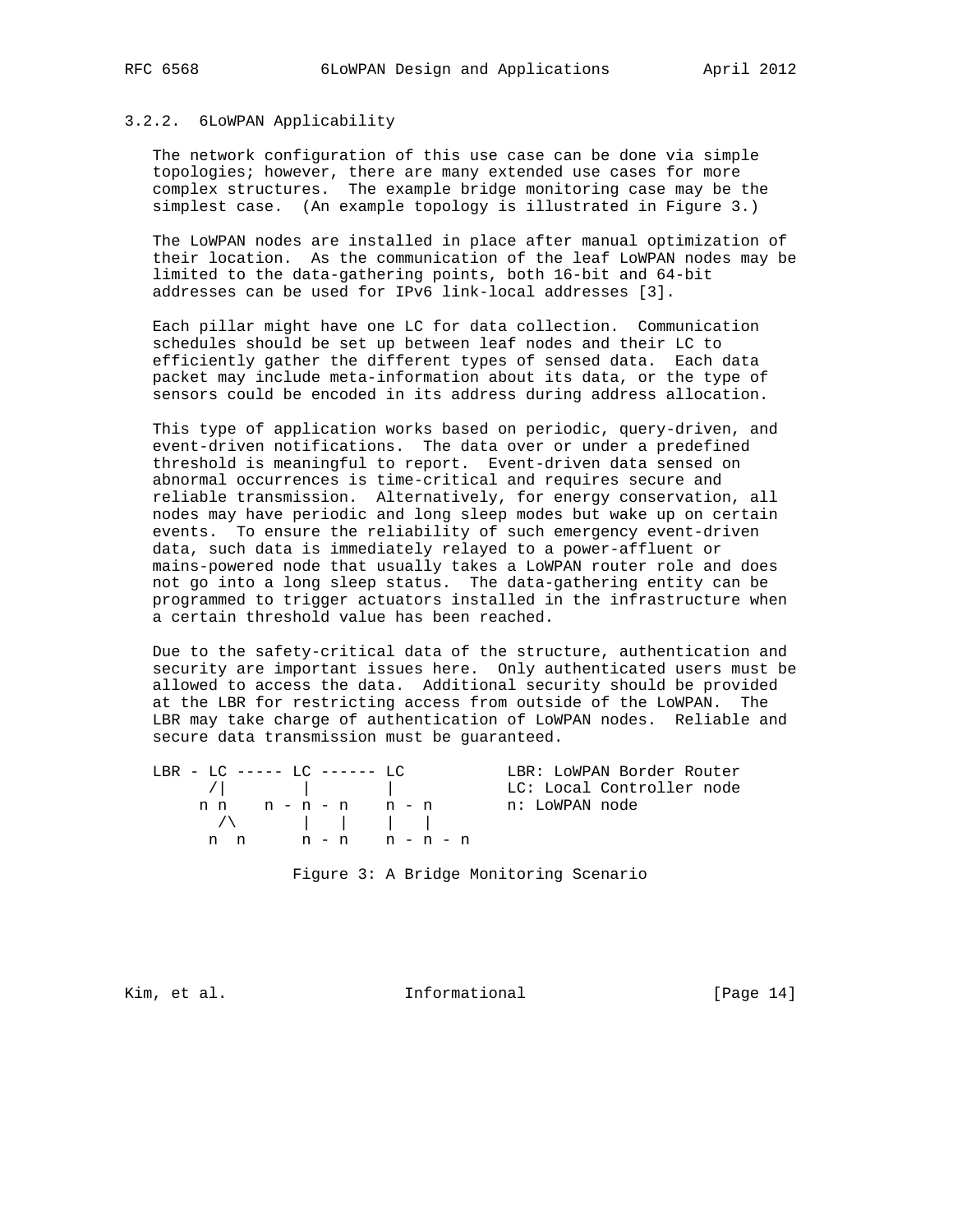### 3.2.2. 6LoWPAN Applicability

The network configuration of this use case can be done via simple topologies; however, there are many extended use cases for more complex structures. The example bridge monitoring case may be the simplest case. (An example topology is illustrated in Figure 3.)

The LoWPAN nodes are installed in place after manual optimization of their location. As the communication of the leaf LoWPAN nodes may be limited to the data-gathering points, both 16-bit and 64-bit addresses can be used for IPv6 link-local addresses [3].

Each pillar might have one LC for data collection. Communication schedules should be set up between leaf nodes and their LC to efficiently gather the different types of sensed data. Each data packet may include meta-information about its data, or the type of sensors could be encoded in its address during address allocation.

This type of application works based on periodic, query-driven, and event-driven notifications. The data over or under a predefined threshold is meaningful to report. Event-driven data sensed on abnormal occurrences is time-critical and requires secure and reliable transmission. Alternatively, for energy conservation, all nodes may have periodic and long sleep modes but wake up on certain events. To ensure the reliability of such emergency event-driven data, such data is immediately relayed to a power-affluent or mains-powered node that usually takes a LoWPAN router role and does not go into a long sleep status. The data-gathering entity can be programmed to trigger actuators installed in the infrastructure when a certain threshold value has been reached.

Due to the safety-critical data of the structure, authentication and security are important issues here. Only authenticated users must be allowed to access the data. Additional security should be provided at the LBR for restricting access from outside of the LoWPAN. The LBR may take charge of authentication of LoWPAN nodes. Reliable and secure data transmission must be guaranteed.

```
LBR - LC ----- LC ------ LC           LBR: LoWPAN Border Router
      /|        |        |            LC: Local Controller node
     n n    n - n - n    n - n        n: LoWPAN node
       /\       |   |    |   |
      n  n      n - n    n - n - n
```

Figure 3: A Bridge Monitoring Scenario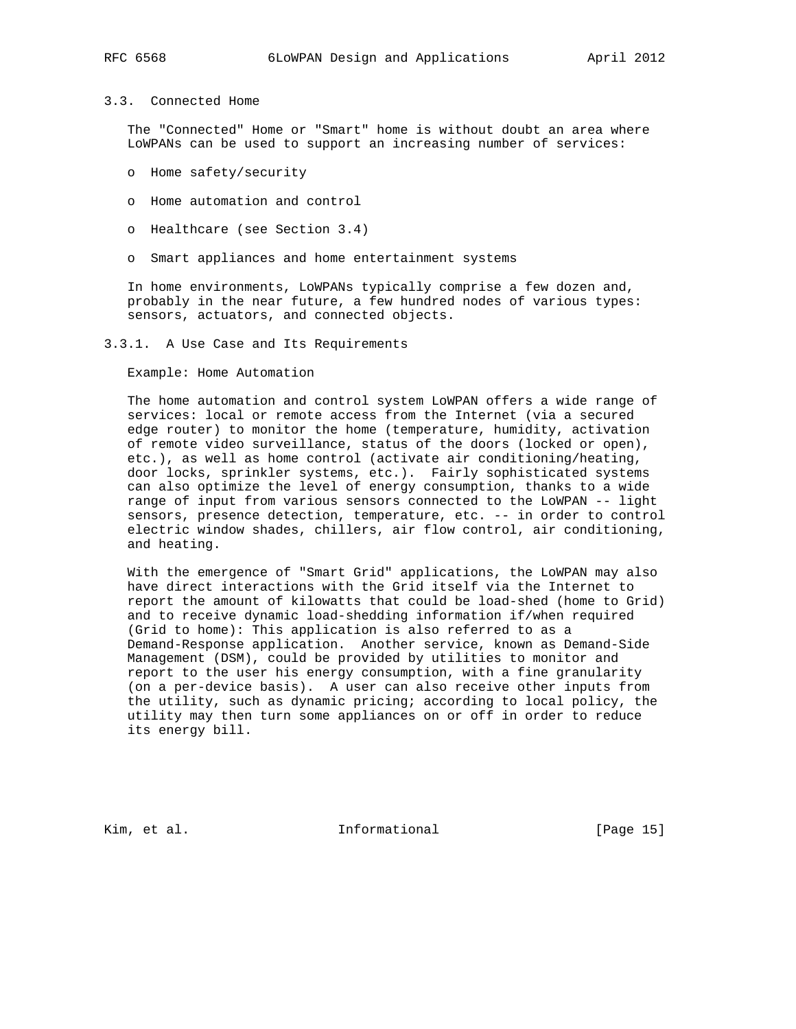### 3.3. Connected Home

The "Connected" Home or "Smart" home is without doubt an area where LoWPANs can be used to support an increasing number of services:

- Home safety/security
- Home automation and control
- Healthcare (see Section 3.4)
- Smart appliances and home entertainment systems

In home environments, LoWPANs typically comprise a few dozen and, probably in the near future, a few hundred nodes of various types: sensors, actuators, and connected objects.

#### 3.3.1. A Use Case and Its Requirements

Example: Home Automation

The home automation and control system LoWPAN offers a wide range of services: local or remote access from the Internet (via a secured edge router) to monitor the home (temperature, humidity, activation of remote video surveillance, status of the doors (locked or open), etc.), as well as home control (activate air conditioning/heating, door locks, sprinkler systems, etc.). Fairly sophisticated systems can also optimize the level of energy consumption, thanks to a wide range of input from various sensors connected to the LoWPAN -- light sensors, presence detection, temperature, etc. -- in order to control electric window shades, chillers, air flow control, air conditioning, and heating.

With the emergence of "Smart Grid" applications, the LoWPAN may also have direct interactions with the Grid itself via the Internet to report the amount of kilowatts that could be load-shed (home to Grid) and to receive dynamic load-shedding information if/when required (Grid to home): This application is also referred to as a Demand-Response application. Another service, known as Demand-Side Management (DSM), could be provided by utilities to monitor and report to the user his energy consumption, with a fine granularity (on a per-device basis). A user can also receive other inputs from the utility, such as dynamic pricing; according to local policy, the utility may then turn some appliances on or off in order to reduce its energy bill.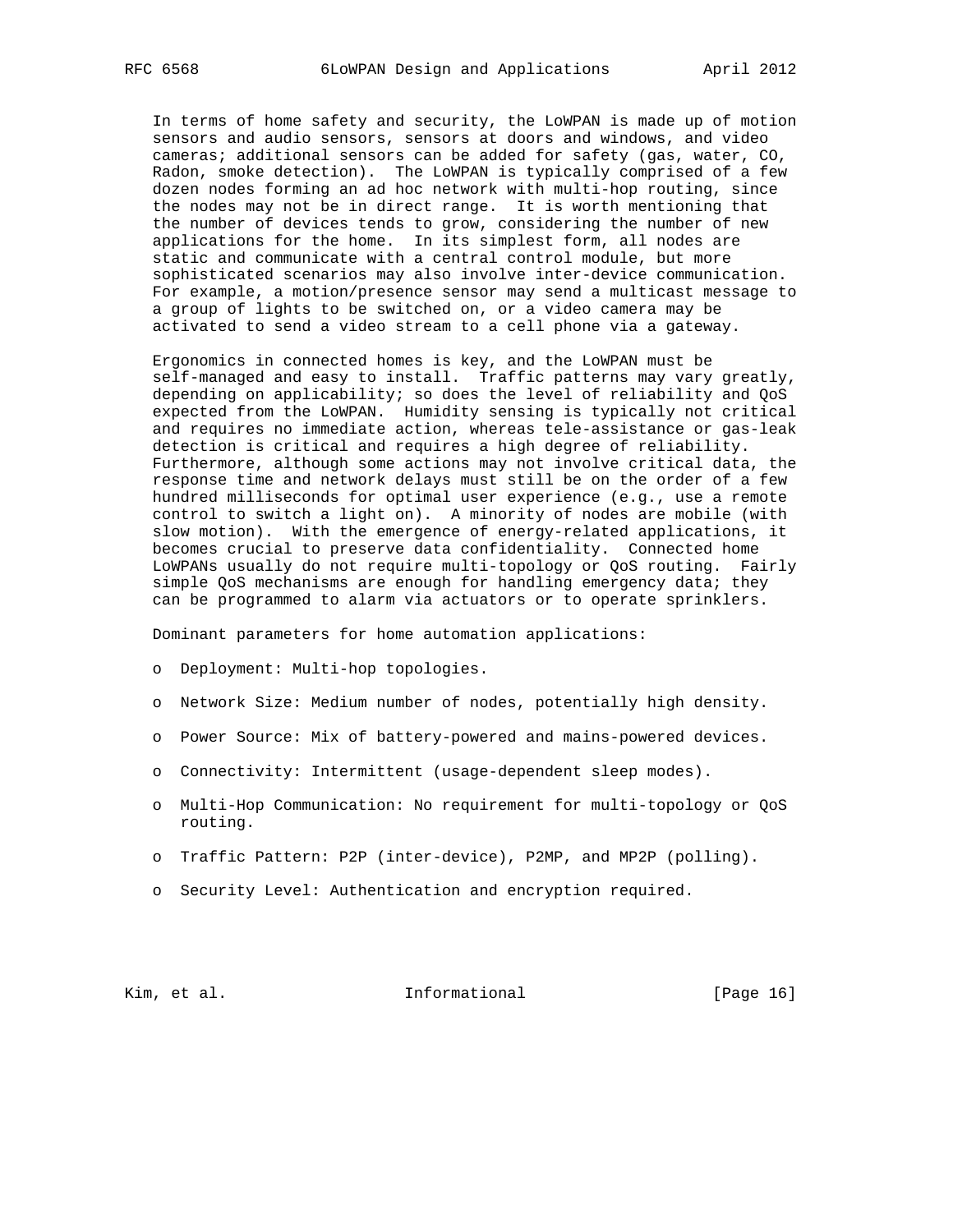In terms of home safety and security, the LoWPAN is made up of motion sensors and audio sensors, sensors at doors and windows, and video cameras; additional sensors can be added for safety (gas, water, CO, Radon, smoke detection). The LoWPAN is typically comprised of a few dozen nodes forming an ad hoc network with multi-hop routing, since the nodes may not be in direct range. It is worth mentioning that the number of devices tends to grow, considering the number of new applications for the home. In its simplest form, all nodes are static and communicate with a central control module, but more sophisticated scenarios may also involve inter-device communication. For example, a motion/presence sensor may send a multicast message to a group of lights to be switched on, or a video camera may be activated to send a video stream to a cell phone via a gateway.

Ergonomics in connected homes is key, and the LoWPAN must be self-managed and easy to install. Traffic patterns may vary greatly, depending on applicability; so does the level of reliability and QoS expected from the LoWPAN. Humidity sensing is typically not critical and requires no immediate action, whereas tele-assistance or gas-leak detection is critical and requires a high degree of reliability. Furthermore, although some actions may not involve critical data, the response time and network delays must still be on the order of a few hundred milliseconds for optimal user experience (e.g., use a remote control to switch a light on). A minority of nodes are mobile (with slow motion). With the emergence of energy-related applications, it becomes crucial to preserve data confidentiality. Connected home LoWPANs usually do not require multi-topology or QoS routing. Fairly simple QoS mechanisms are enough for handling emergency data; they can be programmed to alarm via actuators or to operate sprinklers.

Dominant parameters for home automation applications:

- Deployment: Multi-hop topologies.
- Network Size: Medium number of nodes, potentially high density.
- Power Source: Mix of battery-powered and mains-powered devices.
- Connectivity: Intermittent (usage-dependent sleep modes).
- Multi-Hop Communication: No requirement for multi-topology or QoS routing.
- Traffic Pattern: P2P (inter-device), P2MP, and MP2P (polling).
- Security Level: Authentication and encryption required.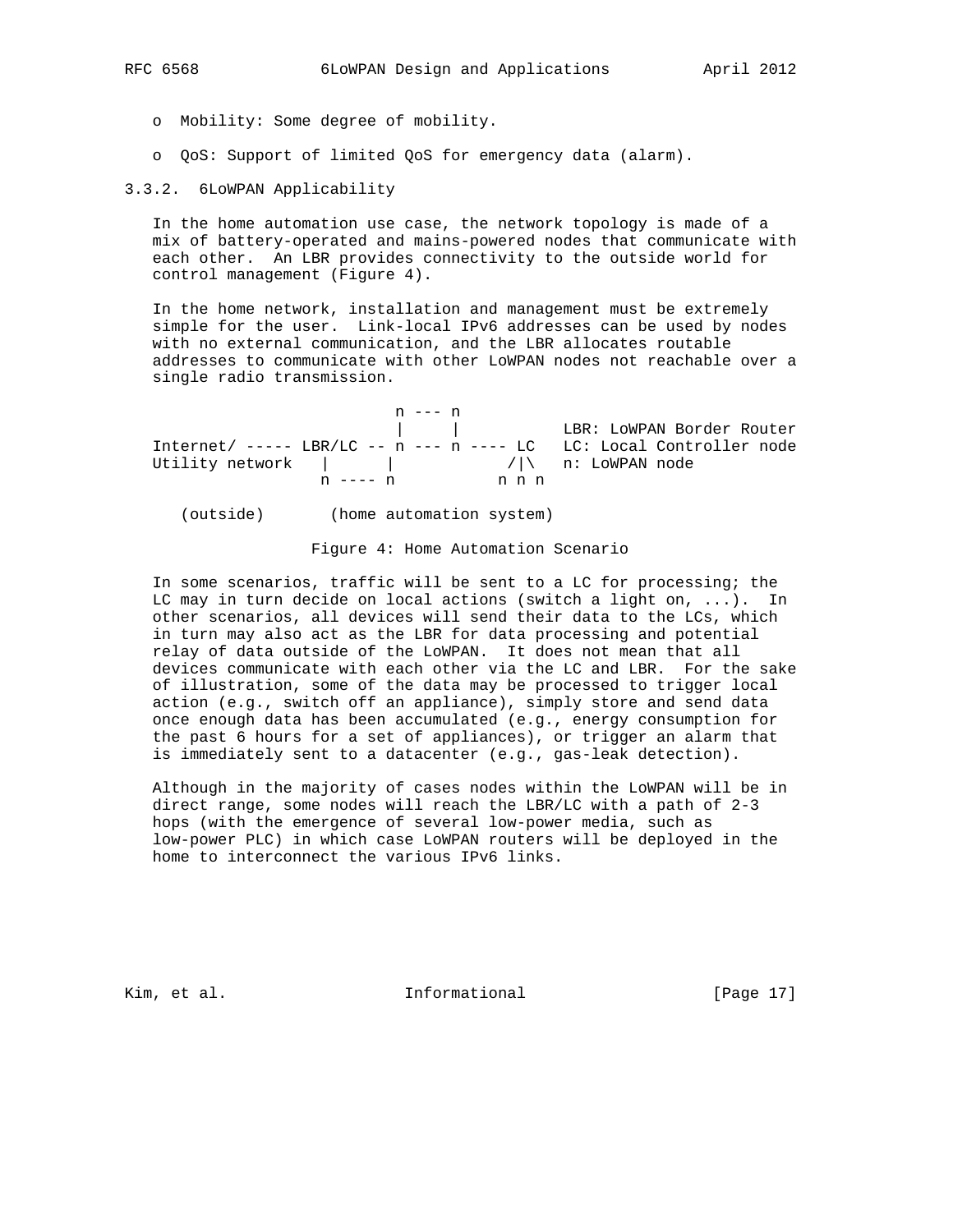- Mobility: Some degree of mobility.
- QoS: Support of limited QoS for emergency data (alarm).

### 3.3.2. 6LoWPAN Applicability

In the home automation use case, the network topology is made of a mix of battery-operated and mains-powered nodes that communicate with each other. An LBR provides connectivity to the outside world for control management (Figure 4).

In the home network, installation and management must be extremely simple for the user. Link-local IPv6 addresses can be used by nodes with no external communication, and the LBR allocates routable addresses to communicate with other LoWPAN nodes not reachable over a single radio transmission.

```
                         n --- n
                         |     |           LBR: LoWPAN Border Router
Internet/ ----- LBR/LC -- n --- n ---- LC   LC: Local Controller node
Utility network   |      |            /|\   n: LoWPAN node
                 n ---- n           n n n

   (outside)       (home automation system)
```

Figure 4: Home Automation Scenario

In some scenarios, traffic will be sent to a LC for processing; the LC may in turn decide on local actions (switch a light on, ...). In other scenarios, all devices will send their data to the LCs, which in turn may also act as the LBR for data processing and potential relay of data outside of the LoWPAN. It does not mean that all devices communicate with each other via the LC and LBR. For the sake of illustration, some of the data may be processed to trigger local action (e.g., switch off an appliance), simply store and send data once enough data has been accumulated (e.g., energy consumption for the past 6 hours for a set of appliances), or trigger an alarm that is immediately sent to a datacenter (e.g., gas-leak detection).

Although in the majority of cases nodes within the LoWPAN will be in direct range, some nodes will reach the LBR/LC with a path of 2-3 hops (with the emergence of several low-power media, such as low-power PLC) in which case LoWPAN routers will be deployed in the home to interconnect the various IPv6 links.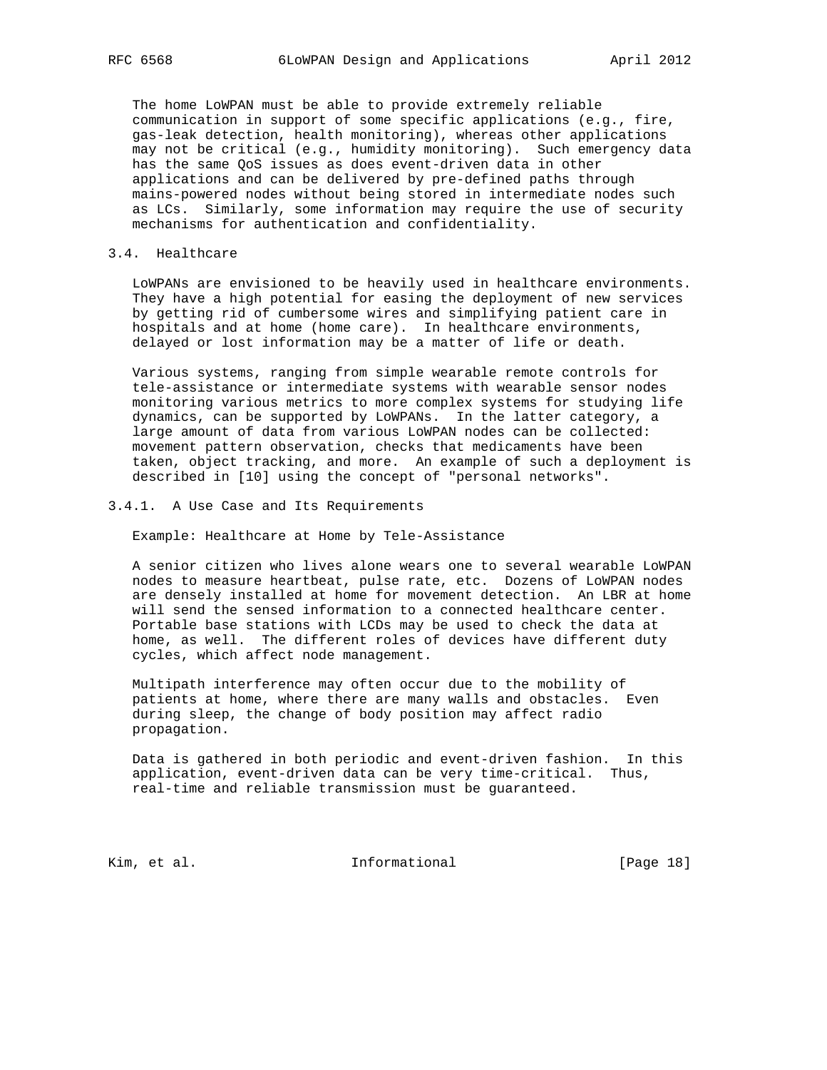The home LoWPAN must be able to provide extremely reliable communication in support of some specific applications (e.g., fire, gas-leak detection, health monitoring), whereas other applications may not be critical (e.g., humidity monitoring). Such emergency data has the same QoS issues as does event-driven data in other applications and can be delivered by pre-defined paths through mains-powered nodes without being stored in intermediate nodes such as LCs. Similarly, some information may require the use of security mechanisms for authentication and confidentiality.

### 3.4. Healthcare

LoWPANs are envisioned to be heavily used in healthcare environments. They have a high potential for easing the deployment of new services by getting rid of cumbersome wires and simplifying patient care in hospitals and at home (home care). In healthcare environments, delayed or lost information may be a matter of life or death.

Various systems, ranging from simple wearable remote controls for tele-assistance or intermediate systems with wearable sensor nodes monitoring various metrics to more complex systems for studying life dynamics, can be supported by LoWPANs. In the latter category, a large amount of data from various LoWPAN nodes can be collected: movement pattern observation, checks that medicaments have been taken, object tracking, and more. An example of such a deployment is described in [10] using the concept of "personal networks".

#### 3.4.1. A Use Case and Its Requirements

Example: Healthcare at Home by Tele-Assistance

A senior citizen who lives alone wears one to several wearable LoWPAN nodes to measure heartbeat, pulse rate, etc. Dozens of LoWPAN nodes are densely installed at home for movement detection. An LBR at home will send the sensed information to a connected healthcare center. Portable base stations with LCDs may be used to check the data at home, as well. The different roles of devices have different duty cycles, which affect node management.

Multipath interference may often occur due to the mobility of patients at home, where there are many walls and obstacles. Even during sleep, the change of body position may affect radio propagation.

Data is gathered in both periodic and event-driven fashion. In this application, event-driven data can be very time-critical. Thus, real-time and reliable transmission must be guaranteed.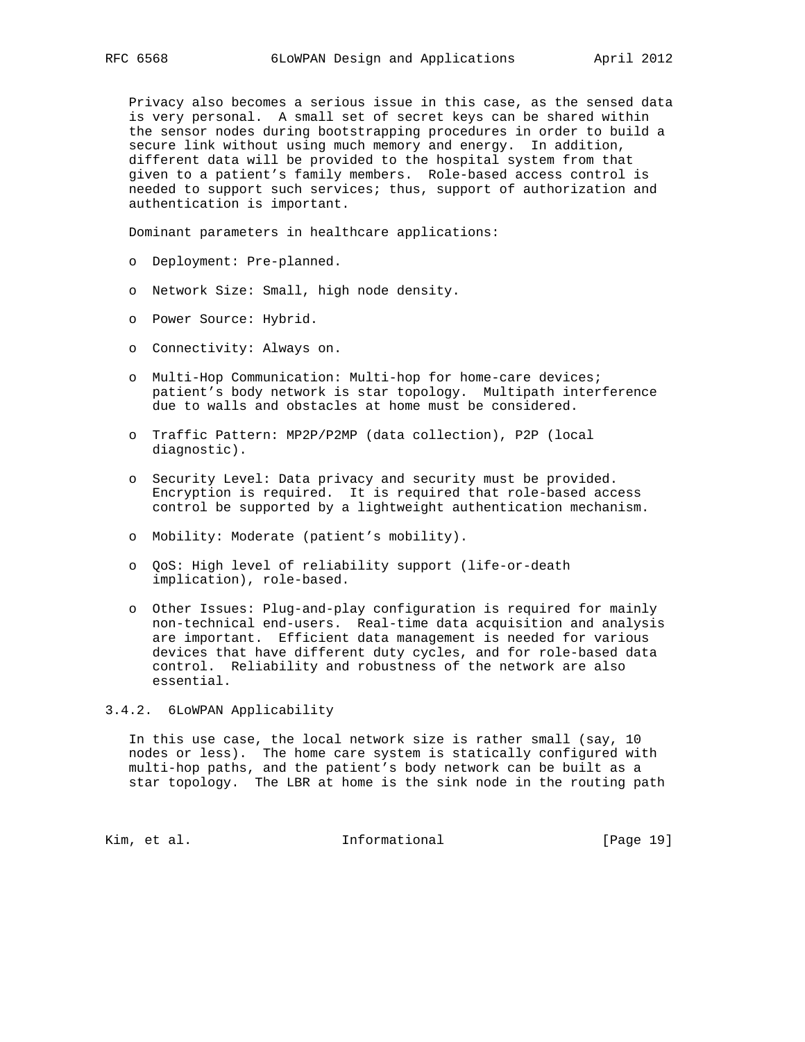Privacy also becomes a serious issue in this case, as the sensed data is very personal. A small set of secret keys can be shared within the sensor nodes during bootstrapping procedures in order to build a secure link without using much memory and energy. In addition, different data will be provided to the hospital system from that given to a patient's family members. Role-based access control is needed to support such services; thus, support of authorization and authentication is important.

Dominant parameters in healthcare applications:

- Deployment: Pre-planned.
- Network Size: Small, high node density.
- Power Source: Hybrid.
- Connectivity: Always on.
- Multi-Hop Communication: Multi-hop for home-care devices; patient's body network is star topology. Multipath interference due to walls and obstacles at home must be considered.
- Traffic Pattern: MP2P/P2MP (data collection), P2P (local diagnostic).
- Security Level: Data privacy and security must be provided. Encryption is required. It is required that role-based access control be supported by a lightweight authentication mechanism.
- Mobility: Moderate (patient's mobility).
- QoS: High level of reliability support (life-or-death implication), role-based.
- Other Issues: Plug-and-play configuration is required for mainly non-technical end-users. Real-time data acquisition and analysis are important. Efficient data management is needed for various devices that have different duty cycles, and for role-based data control. Reliability and robustness of the network are also essential.

### 3.4.2. 6LoWPAN Applicability

In this use case, the local network size is rather small (say, 10 nodes or less). The home care system is statically configured with multi-hop paths, and the patient's body network can be built as a star topology. The LBR at home is the sink node in the routing path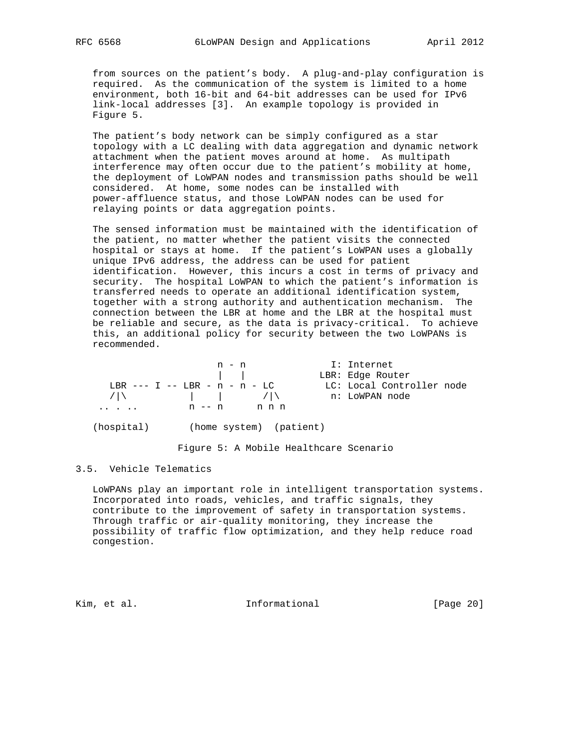from sources on the patient's body. A plug-and-play configuration is required. As the communication of the system is limited to a home environment, both 16-bit and 64-bit addresses can be used for IPv6 link-local addresses [3]. An example topology is provided in Figure 5.

The patient's body network can be simply configured as a star topology with a LC dealing with data aggregation and dynamic network attachment when the patient moves around at home. As multipath interference may often occur due to the patient's mobility at home, the deployment of LoWPAN nodes and transmission paths should be well considered. At home, some nodes can be installed with power-affluence status, and those LoWPAN nodes can be used for relaying points or data aggregation points.

The sensed information must be maintained with the identification of the patient, no matter whether the patient visits the connected hospital or stays at home. If the patient's LoWPAN uses a globally unique IPv6 address, the address can be used for patient identification. However, this incurs a cost in terms of privacy and security. The hospital LoWPAN to which the patient's information is transferred needs to operate an additional identification system, together with a strong authority and authentication mechanism. The connection between the LBR at home and the LBR at the hospital must be reliable and secure, as the data is privacy-critical. To achieve this, an additional policy for security between the two LoWPANs is recommended.

```
                    n - n              I: Internet
                    |   |            LBR: Edge Router
  LBR --- I -- LBR - n - n - LC       LC: Local Controller node
  /|\          |    |      /|\         n: LoWPAN node
 .. . ..       n -- n      n n n

(hospital)       (home system)  (patient)
```

Figure 5: A Mobile Healthcare Scenario

### 3.5. Vehicle Telematics

LoWPANs play an important role in intelligent transportation systems. Incorporated into roads, vehicles, and traffic signals, they contribute to the improvement of safety in transportation systems. Through traffic or air-quality monitoring, they increase the possibility of traffic flow optimization, and they help reduce road congestion.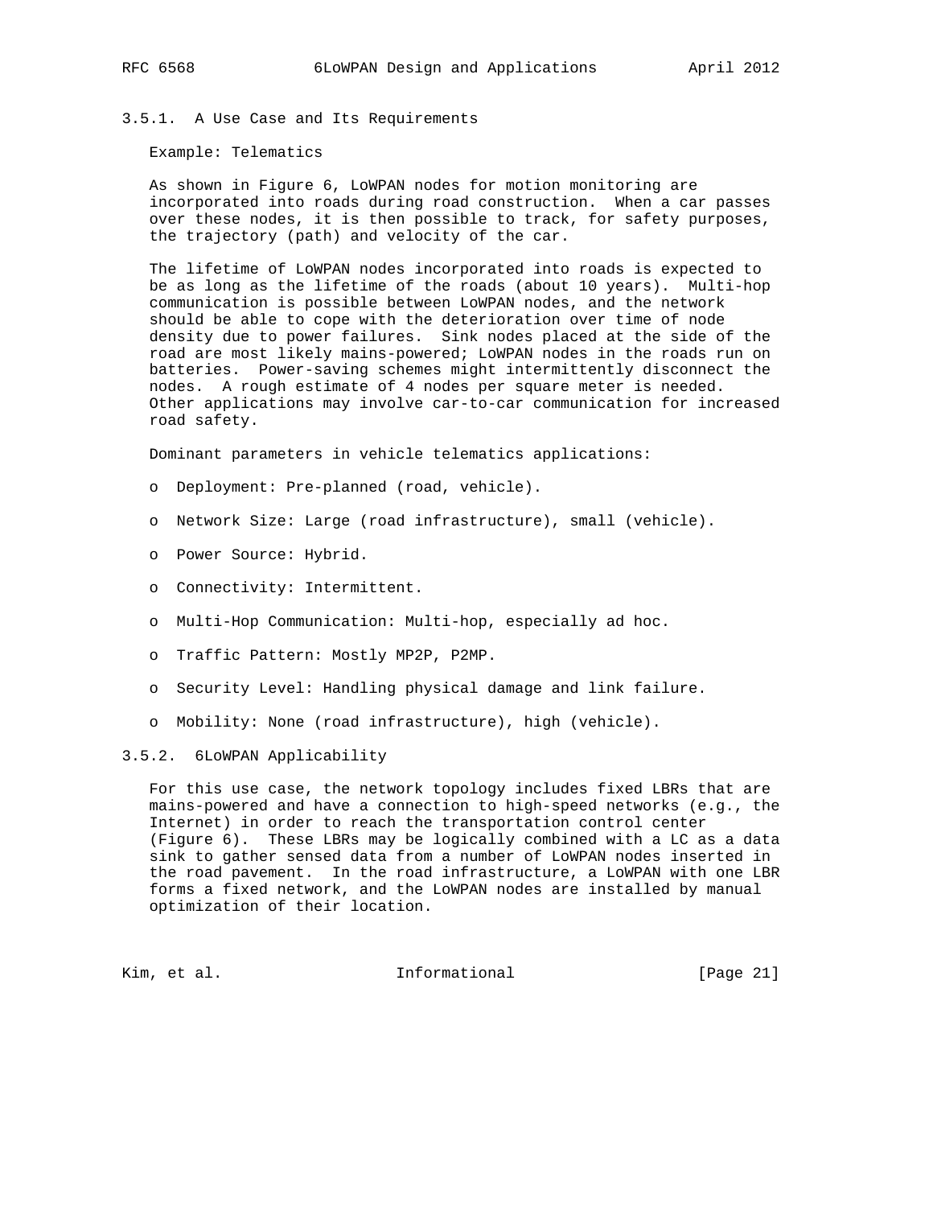### 3.5.1. A Use Case and Its Requirements

Example: Telematics

As shown in Figure 6, LoWPAN nodes for motion monitoring are incorporated into roads during road construction. When a car passes over these nodes, it is then possible to track, for safety purposes, the trajectory (path) and velocity of the car.

The lifetime of LoWPAN nodes incorporated into roads is expected to be as long as the lifetime of the roads (about 10 years). Multi-hop communication is possible between LoWPAN nodes, and the network should be able to cope with the deterioration over time of node density due to power failures. Sink nodes placed at the side of the road are most likely mains-powered; LoWPAN nodes in the roads run on batteries. Power-saving schemes might intermittently disconnect the nodes. A rough estimate of 4 nodes per square meter is needed. Other applications may involve car-to-car communication for increased road safety.

Dominant parameters in vehicle telematics applications:

- Deployment: Pre-planned (road, vehicle).
- Network Size: Large (road infrastructure), small (vehicle).
- Power Source: Hybrid.
- Connectivity: Intermittent.
- Multi-Hop Communication: Multi-hop, especially ad hoc.
- Traffic Pattern: Mostly MP2P, P2MP.
- Security Level: Handling physical damage and link failure.
- Mobility: None (road infrastructure), high (vehicle).

### 3.5.2. 6LoWPAN Applicability

For this use case, the network topology includes fixed LBRs that are mains-powered and have a connection to high-speed networks (e.g., the Internet) in order to reach the transportation control center (Figure 6). These LBRs may be logically combined with a LC as a data sink to gather sensed data from a number of LoWPAN nodes inserted in the road pavement. In the road infrastructure, a LoWPAN with one LBR forms a fixed network, and the LoWPAN nodes are installed by manual optimization of their location.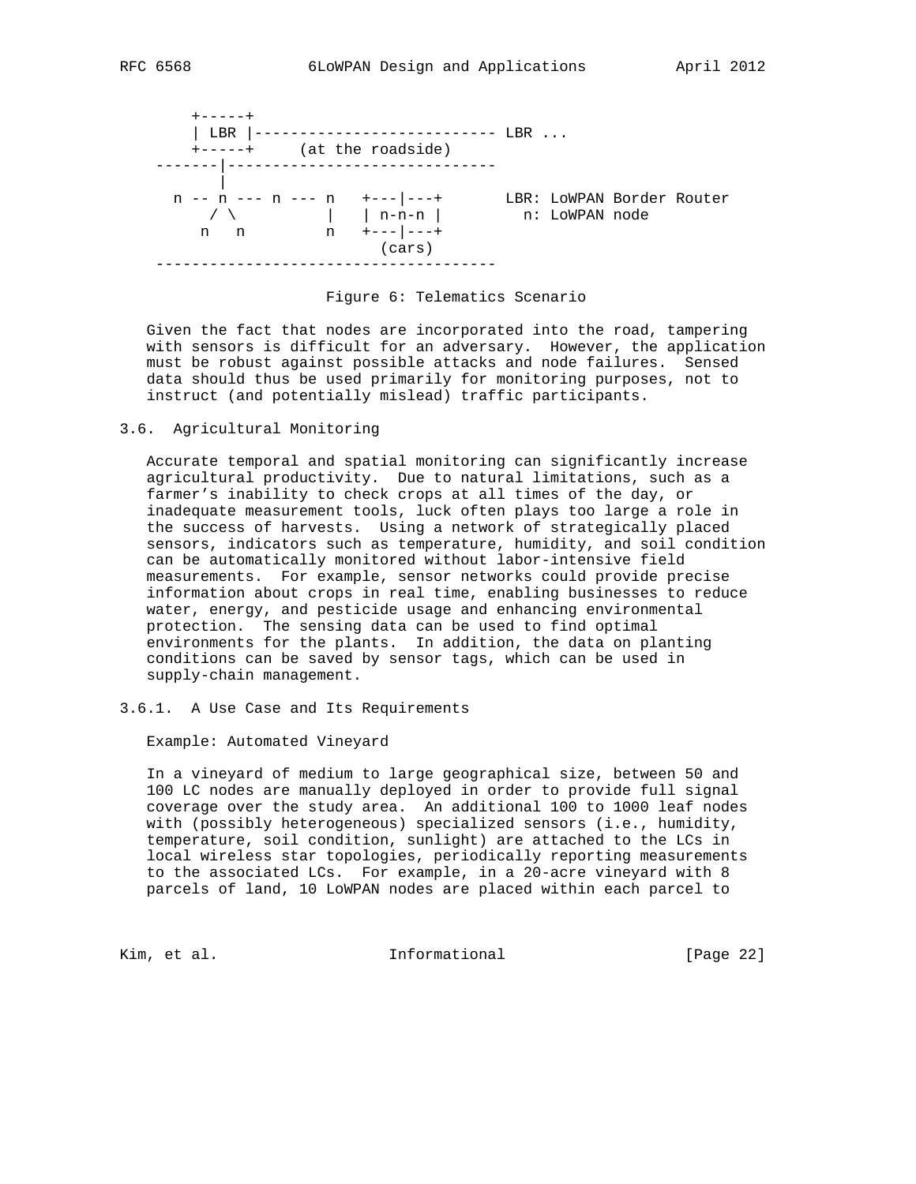```
     +-----+
     | LBR |--------------------------- LBR ...
     +-----+     (at the roadside)
 -------|------------------------------
        |
   n -- n --- n --- n   +---|---+       LBR: LoWPAN Border Router
      / \          |    | n-n-n |         n: LoWPAN node
     n   n         n    +---|---+
                          (cars)
 --------------------------------------
```

Figure 6: Telematics Scenario

Given the fact that nodes are incorporated into the road, tampering with sensors is difficult for an adversary. However, the application must be robust against possible attacks and node failures. Sensed data should thus be used primarily for monitoring purposes, not to instruct (and potentially mislead) traffic participants.

### 3.6. Agricultural Monitoring

Accurate temporal and spatial monitoring can significantly increase agricultural productivity. Due to natural limitations, such as a farmer's inability to check crops at all times of the day, or inadequate measurement tools, luck often plays too large a role in the success of harvests. Using a network of strategically placed sensors, indicators such as temperature, humidity, and soil condition can be automatically monitored without labor-intensive field measurements. For example, sensor networks could provide precise information about crops in real time, enabling businesses to reduce water, energy, and pesticide usage and enhancing environmental protection. The sensing data can be used to find optimal environments for the plants. In addition, the data on planting conditions can be saved by sensor tags, which can be used in supply-chain management.

#### 3.6.1. A Use Case and Its Requirements

Example: Automated Vineyard

In a vineyard of medium to large geographical size, between 50 and 100 LC nodes are manually deployed in order to provide full signal coverage over the study area. An additional 100 to 1000 leaf nodes with (possibly heterogeneous) specialized sensors (i.e., humidity, temperature, soil condition, sunlight) are attached to the LCs in local wireless star topologies, periodically reporting measurements to the associated LCs. For example, in a 20-acre vineyard with 8 parcels of land, 10 LoWPAN nodes are placed within each parcel to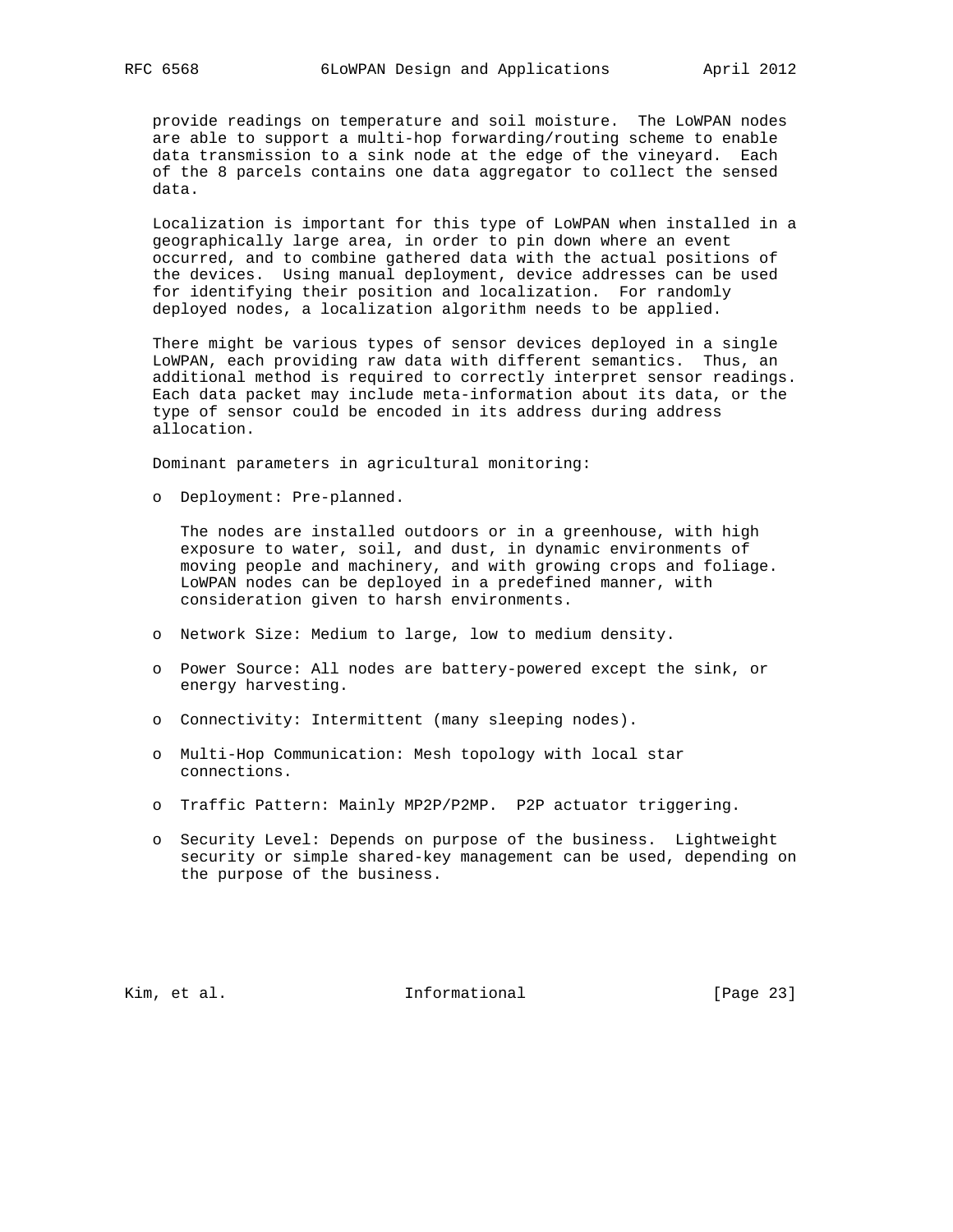provide readings on temperature and soil moisture. The LoWPAN nodes are able to support a multi-hop forwarding/routing scheme to enable data transmission to a sink node at the edge of the vineyard. Each of the 8 parcels contains one data aggregator to collect the sensed data.

Localization is important for this type of LoWPAN when installed in a geographically large area, in order to pin down where an event occurred, and to combine gathered data with the actual positions of the devices. Using manual deployment, device addresses can be used for identifying their position and localization. For randomly deployed nodes, a localization algorithm needs to be applied.

There might be various types of sensor devices deployed in a single LoWPAN, each providing raw data with different semantics. Thus, an additional method is required to correctly interpret sensor readings. Each data packet may include meta-information about its data, or the type of sensor could be encoded in its address during address allocation.

Dominant parameters in agricultural monitoring:

- Deployment: Pre-planned.

  The nodes are installed outdoors or in a greenhouse, with high exposure to water, soil, and dust, in dynamic environments of moving people and machinery, and with growing crops and foliage. LoWPAN nodes can be deployed in a predefined manner, with consideration given to harsh environments.

- Network Size: Medium to large, low to medium density.

- Power Source: All nodes are battery-powered except the sink, or energy harvesting.

- Connectivity: Intermittent (many sleeping nodes).

- Multi-Hop Communication: Mesh topology with local star connections.

- Traffic Pattern: Mainly MP2P/P2MP. P2P actuator triggering.

- Security Level: Depends on purpose of the business. Lightweight security or simple shared-key management can be used, depending on the purpose of the business.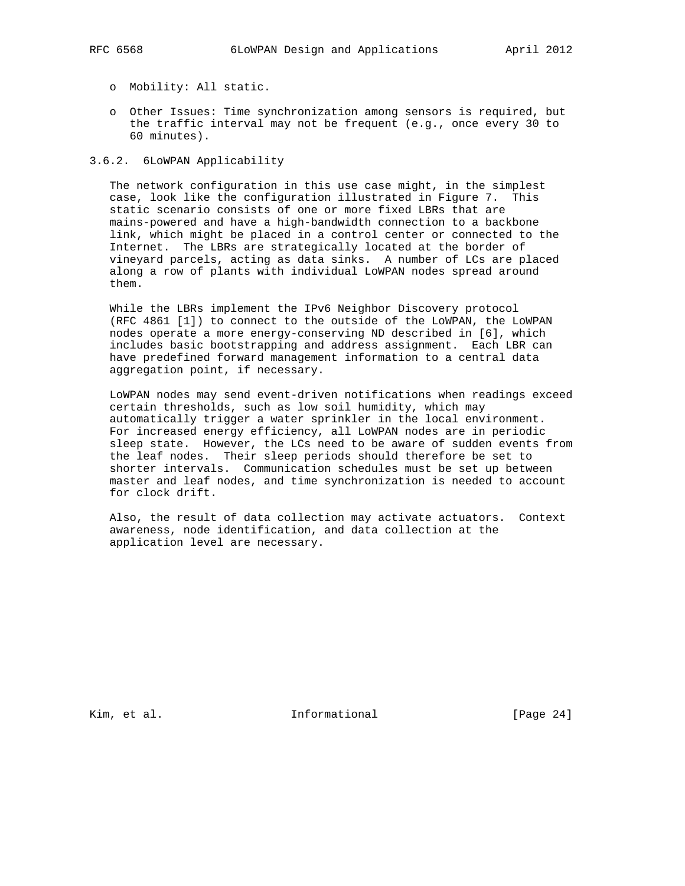- Mobility: All static.

- Other Issues: Time synchronization among sensors is required, but the traffic interval may not be frequent (e.g., once every 30 to 60 minutes).

### 3.6.2. 6LoWPAN Applicability

The network configuration in this use case might, in the simplest case, look like the configuration illustrated in Figure 7. This static scenario consists of one or more fixed LBRs that are mains-powered and have a high-bandwidth connection to a backbone link, which might be placed in a control center or connected to the Internet. The LBRs are strategically located at the border of vineyard parcels, acting as data sinks. A number of LCs are placed along a row of plants with individual LoWPAN nodes spread around them.

While the LBRs implement the IPv6 Neighbor Discovery protocol (RFC 4861 [1]) to connect to the outside of the LoWPAN, the LoWPAN nodes operate a more energy-conserving ND described in [6], which includes basic bootstrapping and address assignment. Each LBR can have predefined forward management information to a central data aggregation point, if necessary.

LoWPAN nodes may send event-driven notifications when readings exceed certain thresholds, such as low soil humidity, which may automatically trigger a water sprinkler in the local environment. For increased energy efficiency, all LoWPAN nodes are in periodic sleep state. However, the LCs need to be aware of sudden events from the leaf nodes. Their sleep periods should therefore be set to shorter intervals. Communication schedules must be set up between master and leaf nodes, and time synchronization is needed to account for clock drift.

Also, the result of data collection may activate actuators. Context awareness, node identification, and data collection at the application level are necessary.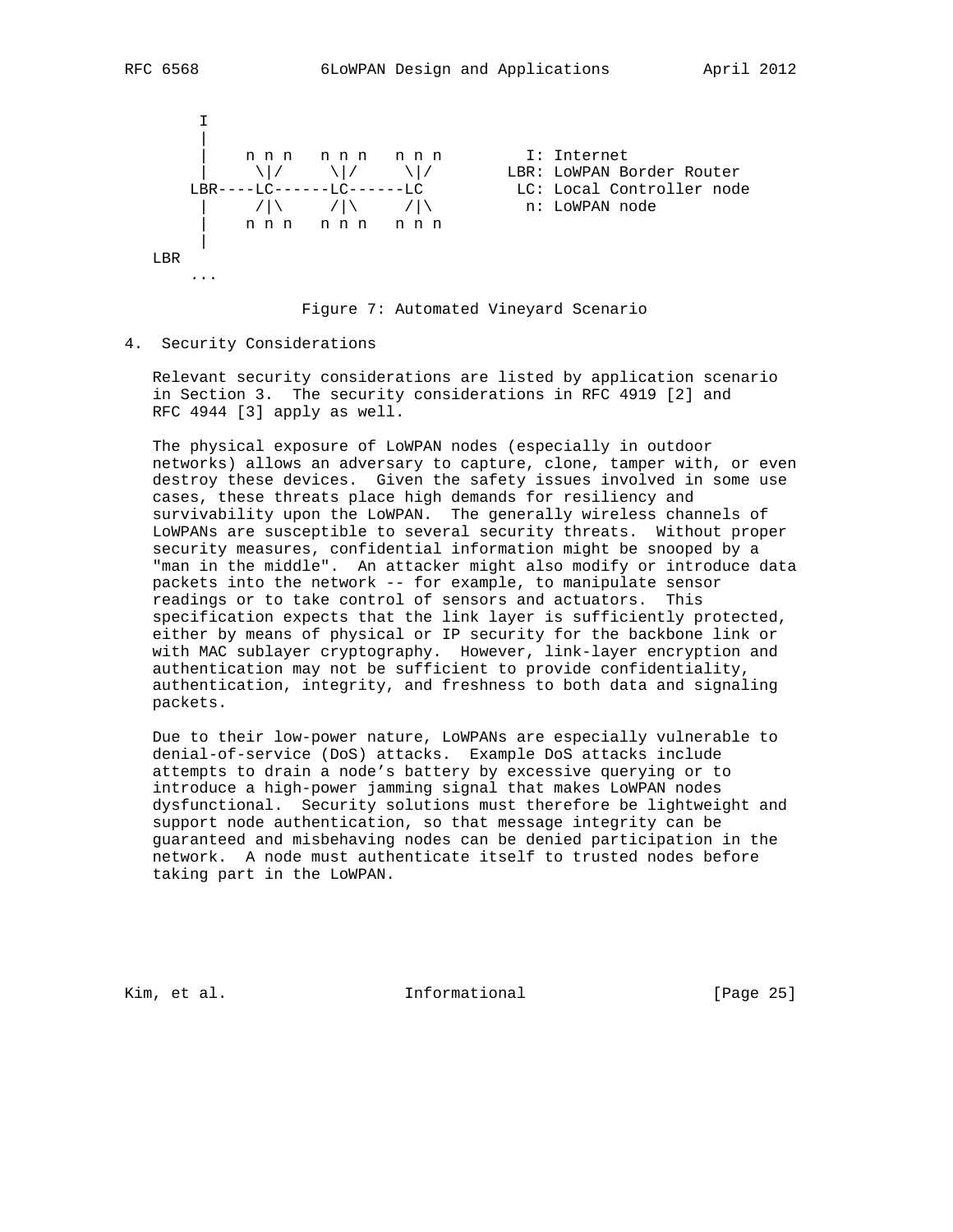```
        I
        |
        |    n n n   n n n   n n n         I: Internet
        |     \|/     \|/     \|/        LBR: LoWPAN Border Router
       LBR----LC------LC------LC          LC: Local Controller node
        |     /|\     /|\     /|\          n: LoWPAN node
        |    n n n   n n n   n n n
        |
    LBR
       ...
```

Figure 7: Automated Vineyard Scenario

## 4. Security Considerations

Relevant security considerations are listed by application scenario in Section 3. The security considerations in RFC 4919 [2] and RFC 4944 [3] apply as well.

The physical exposure of LoWPAN nodes (especially in outdoor networks) allows an adversary to capture, clone, tamper with, or even destroy these devices. Given the safety issues involved in some use cases, these threats place high demands for resiliency and survivability upon the LoWPAN. The generally wireless channels of LoWPANs are susceptible to several security threats. Without proper security measures, confidential information might be snooped by a "man in the middle". An attacker might also modify or introduce data packets into the network -- for example, to manipulate sensor readings or to take control of sensors and actuators. This specification expects that the link layer is sufficiently protected, either by means of physical or IP security for the backbone link or with MAC sublayer cryptography. However, link-layer encryption and authentication may not be sufficient to provide confidentiality, authentication, integrity, and freshness to both data and signaling packets.

Due to their low-power nature, LoWPANs are especially vulnerable to denial-of-service (DoS) attacks. Example DoS attacks include attempts to drain a node's battery by excessive querying or to introduce a high-power jamming signal that makes LoWPAN nodes dysfunctional. Security solutions must therefore be lightweight and support node authentication, so that message integrity can be guaranteed and misbehaving nodes can be denied participation in the network. A node must authenticate itself to trusted nodes before taking part in the LoWPAN.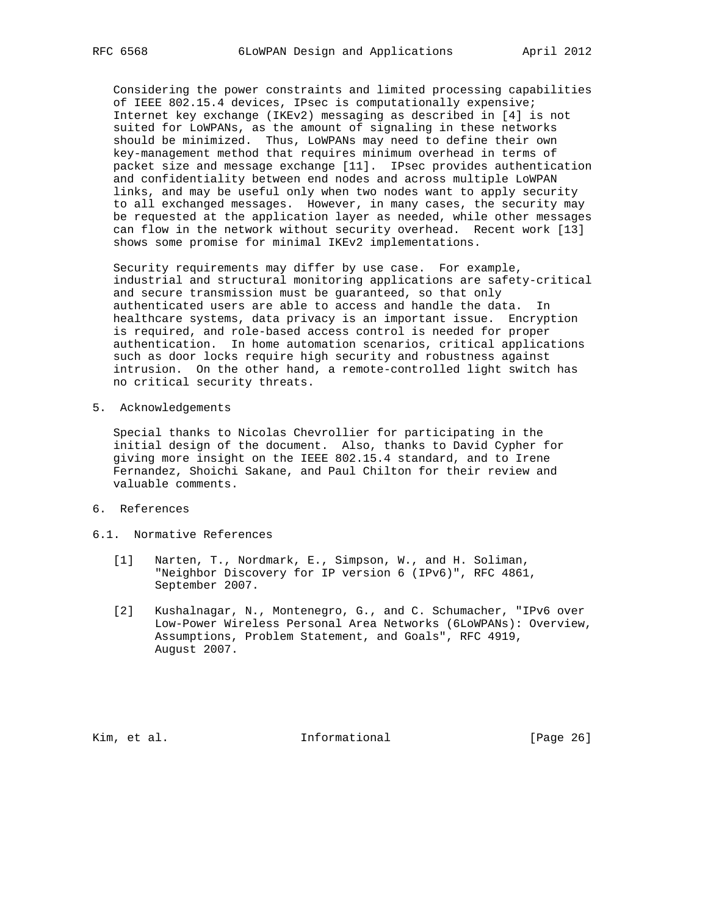Considering the power constraints and limited processing capabilities of IEEE 802.15.4 devices, IPsec is computationally expensive; Internet key exchange (IKEv2) messaging as described in [4] is not suited for LoWPANs, as the amount of signaling in these networks should be minimized. Thus, LoWPANs may need to define their own key-management method that requires minimum overhead in terms of packet size and message exchange [11]. IPsec provides authentication and confidentiality between end nodes and across multiple LoWPAN links, and may be useful only when two nodes want to apply security to all exchanged messages. However, in many cases, the security may be requested at the application layer as needed, while other messages can flow in the network without security overhead. Recent work [13] shows some promise for minimal IKEv2 implementations.

Security requirements may differ by use case. For example, industrial and structural monitoring applications are safety-critical and secure transmission must be guaranteed, so that only authenticated users are able to access and handle the data. In healthcare systems, data privacy is an important issue. Encryption is required, and role-based access control is needed for proper authentication. In home automation scenarios, critical applications such as door locks require high security and robustness against intrusion. On the other hand, a remote-controlled light switch has no critical security threats.

## 5. Acknowledgements

Special thanks to Nicolas Chevrollier for participating in the initial design of the document. Also, thanks to David Cypher for giving more insight on the IEEE 802.15.4 standard, and to Irene Fernandez, Shoichi Sakane, and Paul Chilton for their review and valuable comments.

## 6. References

### 6.1. Normative References

[1] Narten, T., Nordmark, E., Simpson, W., and H. Soliman, "Neighbor Discovery for IP version 6 (IPv6)", RFC 4861, September 2007.

[2] Kushalnagar, N., Montenegro, G., and C. Schumacher, "IPv6 over Low-Power Wireless Personal Area Networks (6LoWPANs): Overview, Assumptions, Problem Statement, and Goals", RFC 4919, August 2007.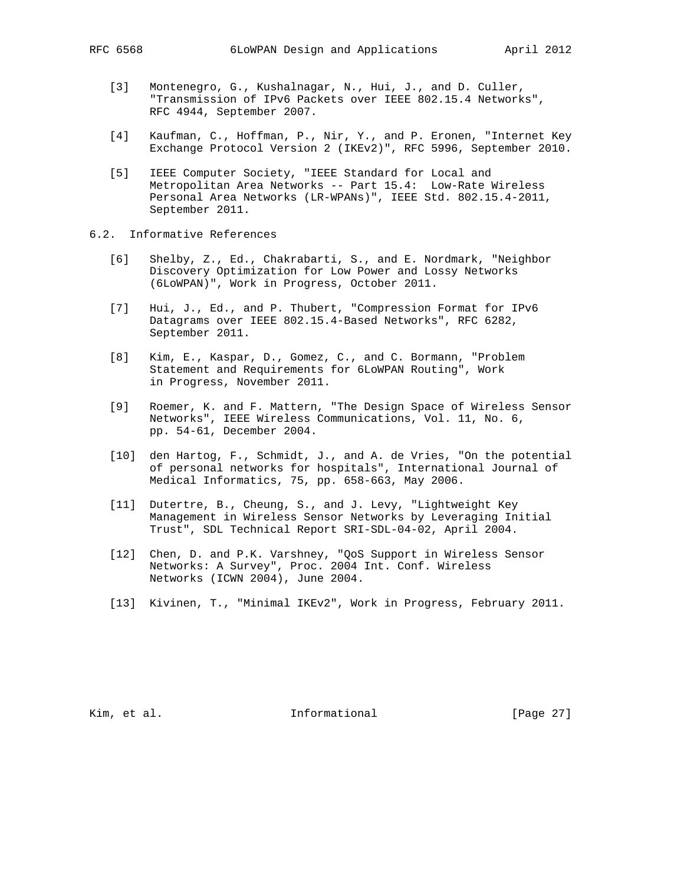[3] Montenegro, G., Kushalnagar, N., Hui, J., and D. Culler, "Transmission of IPv6 Packets over IEEE 802.15.4 Networks", RFC 4944, September 2007.

[4] Kaufman, C., Hoffman, P., Nir, Y., and P. Eronen, "Internet Key Exchange Protocol Version 2 (IKEv2)", RFC 5996, September 2010.

[5] IEEE Computer Society, "IEEE Standard for Local and Metropolitan Area Networks -- Part 15.4: Low-Rate Wireless Personal Area Networks (LR-WPANs)", IEEE Std. 802.15.4-2011, September 2011.

## 6.2. Informative References

[6] Shelby, Z., Ed., Chakrabarti, S., and E. Nordmark, "Neighbor Discovery Optimization for Low Power and Lossy Networks (6LoWPAN)", Work in Progress, October 2011.

[7] Hui, J., Ed., and P. Thubert, "Compression Format for IPv6 Datagrams over IEEE 802.15.4-Based Networks", RFC 6282, September 2011.

[8] Kim, E., Kaspar, D., Gomez, C., and C. Bormann, "Problem Statement and Requirements for 6LoWPAN Routing", Work in Progress, November 2011.

[9] Roemer, K. and F. Mattern, "The Design Space of Wireless Sensor Networks", IEEE Wireless Communications, Vol. 11, No. 6, pp. 54-61, December 2004.

[10] den Hartog, F., Schmidt, J., and A. de Vries, "On the potential of personal networks for hospitals", International Journal of Medical Informatics, 75, pp. 658-663, May 2006.

[11] Dutertre, B., Cheung, S., and J. Levy, "Lightweight Key Management in Wireless Sensor Networks by Leveraging Initial Trust", SDL Technical Report SRI-SDL-04-02, April 2004.

[12] Chen, D. and P.K. Varshney, "QoS Support in Wireless Sensor Networks: A Survey", Proc. 2004 Int. Conf. Wireless Networks (ICWN 2004), June 2004.

[13] Kivinen, T., "Minimal IKEv2", Work in Progress, February 2011.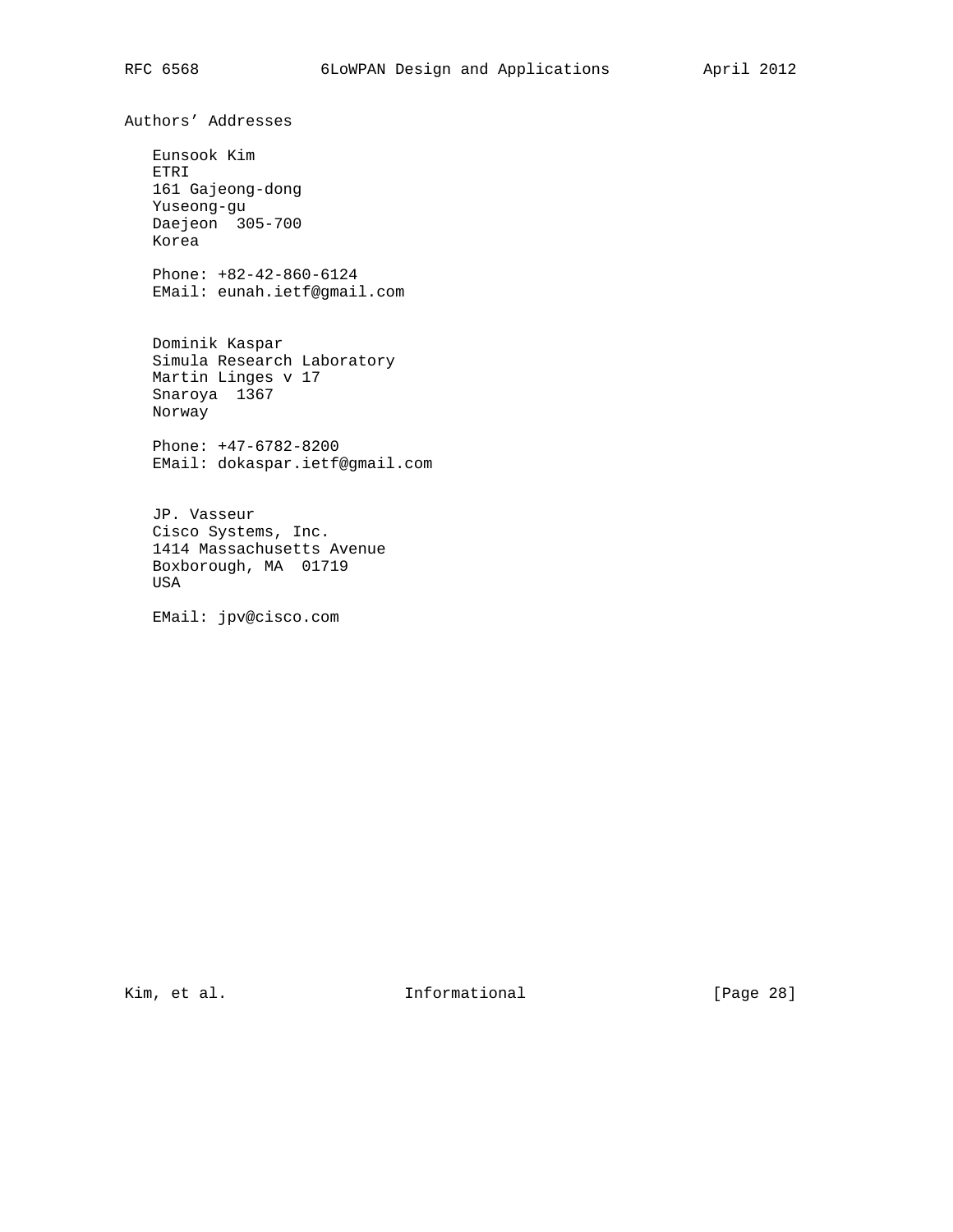## Authors' Addresses

Eunsook Kim
ETRI
161 Gajeong-dong
Yuseong-gu
Daejeon 305-700
Korea

Phone: +82-42-860-6124
EMail: eunah.ietf@gmail.com

Dominik Kaspar
Simula Research Laboratory
Martin Linges v 17
Snaroya 1367
Norway

Phone: +47-6782-8200
EMail: dokaspar.ietf@gmail.com

JP. Vasseur
Cisco Systems, Inc.
1414 Massachusetts Avenue
Boxborough, MA 01719
USA

EMail: jpv@cisco.com